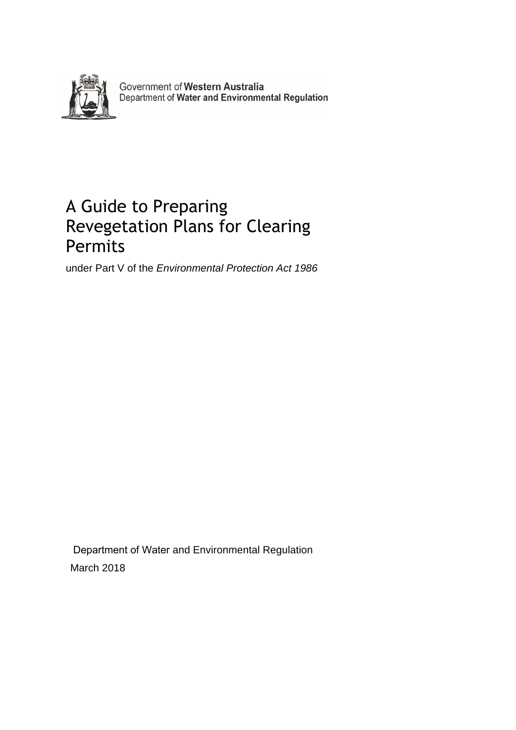Government of **Western Australia**
Department of **Water and Environmental Regulation**

# A Guide to Preparing Revegetation Plans for Clearing Permits

under Part V of the *Environmental Protection Act 1986*

Department of Water and Environmental Regulation

March 2018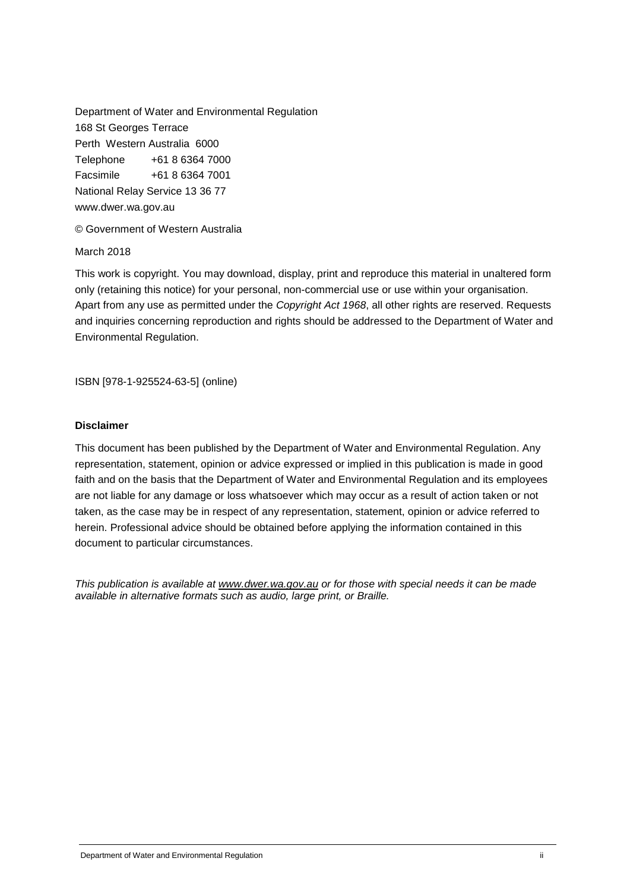Department of Water and Environmental Regulation
168 St Georges Terrace
Perth Western Australia 6000
Telephone +61 8 6364 7000
Facsimile +61 8 6364 7001
National Relay Service 13 36 77
www.dwer.wa.gov.au

© Government of Western Australia

March 2018

This work is copyright. You may download, display, print and reproduce this material in unaltered form only (retaining this notice) for your personal, non-commercial use or use within your organisation. Apart from any use as permitted under the *Copyright Act 1968*, all other rights are reserved. Requests and inquiries concerning reproduction and rights should be addressed to the Department of Water and Environmental Regulation.

ISBN [978-1-925524-63-5] (online)

**Disclaimer**

This document has been published by the Department of Water and Environmental Regulation. Any representation, statement, opinion or advice expressed or implied in this publication is made in good faith and on the basis that the Department of Water and Environmental Regulation and its employees are not liable for any damage or loss whatsoever which may occur as a result of action taken or not taken, as the case may be in respect of any representation, statement, opinion or advice referred to herein. Professional advice should be obtained before applying the information contained in this document to particular circumstances.

*This publication is available at www.dwer.wa.gov.au or for those with special needs it can be made available in alternative formats such as audio, large print, or Braille.*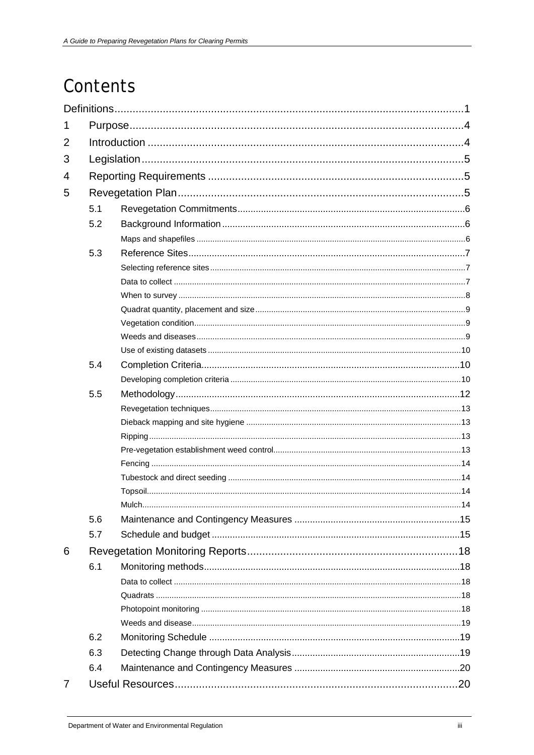# Contents

Definitions ..... 1

1 Purpose ..... 4

2 Introduction ..... 4

3 Legislation ..... 5

4 Reporting Requirements ..... 5

5 Revegetation Plan ..... 5

- 5.1 Revegetation Commitments ..... 6
- 5.2 Background Information ..... 6
  - Maps and shapefiles ..... 6
- 5.3 Reference Sites ..... 7
  - Selecting reference sites ..... 7
  - Data to collect ..... 7
  - When to survey ..... 8
  - Quadrat quantity, placement and size ..... 9
  - Vegetation condition ..... 9
  - Weeds and diseases ..... 9
  - Use of existing datasets ..... 10
- 5.4 Completion Criteria ..... 10
  - Developing completion criteria ..... 10
- 5.5 Methodology ..... 12
  - Revegetation techniques ..... 13
  - Dieback mapping and site hygiene ..... 13
  - Ripping ..... 13
  - Pre-vegetation establishment weed control ..... 13
  - Fencing ..... 14
  - Tubestock and direct seeding ..... 14
  - Topsoil ..... 14
  - Mulch ..... 14
- 5.6 Maintenance and Contingency Measures ..... 15
- 5.7 Schedule and budget ..... 15

6 Revegetation Monitoring Reports ..... 18

- 6.1 Monitoring methods ..... 18
  - Data to collect ..... 18
  - Quadrats ..... 18
  - Photopoint monitoring ..... 18
  - Weeds and disease ..... 19
- 6.2 Monitoring Schedule ..... 19
- 6.3 Detecting Change through Data Analysis ..... 19
- 6.4 Maintenance and Contingency Measures ..... 20

7 Useful Resources ..... 20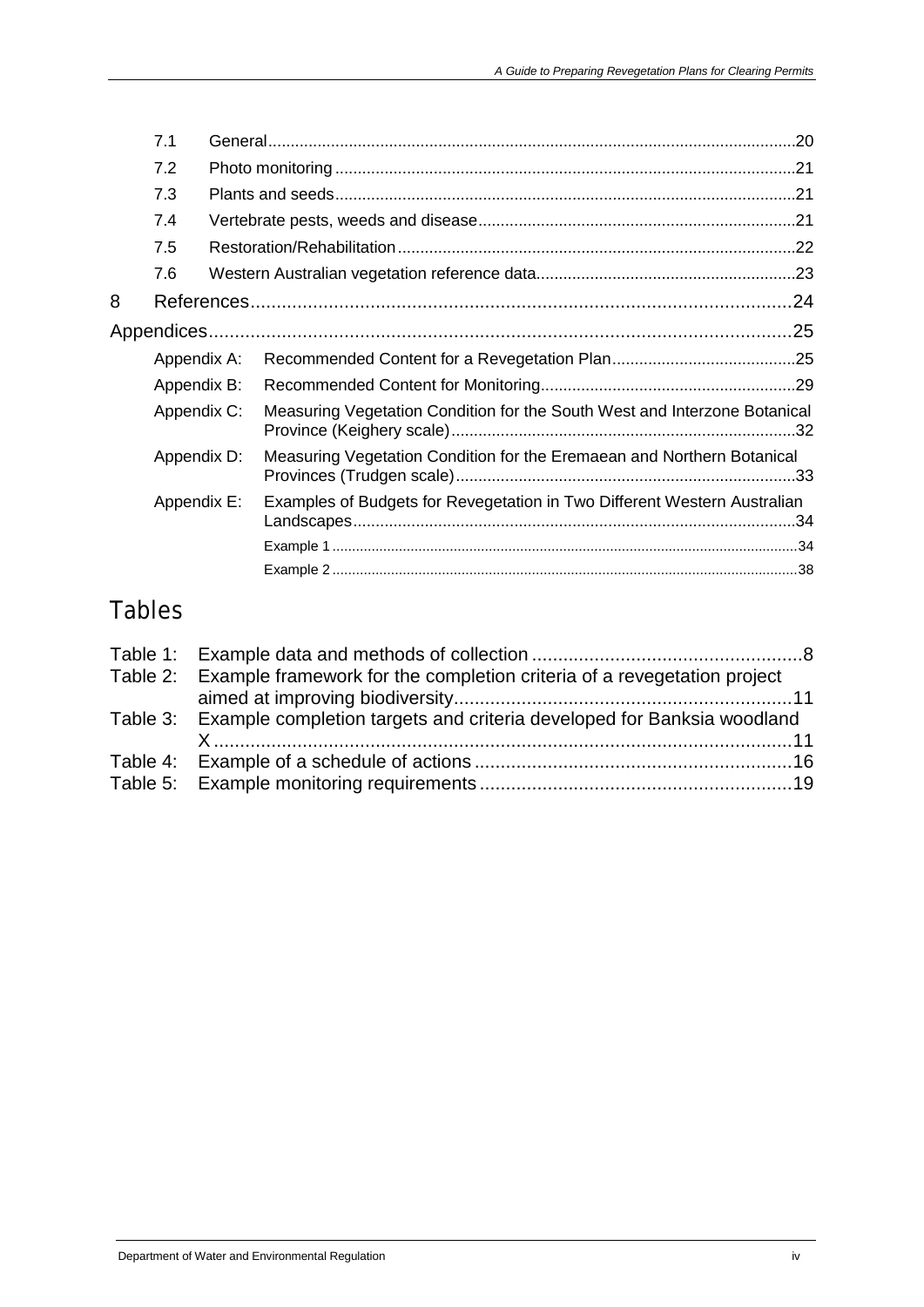| | | |
|---|---|---|
| 7.1 | General | 20 |
| 7.2 | Photo monitoring | 21 |
| 7.3 | Plants and seeds | 21 |
| 7.4 | Vertebrate pests, weeds and disease | 21 |
| 7.5 | Restoration/Rehabilitation | 22 |
| 7.6 | Western Australian vegetation reference data | 23 |
| 8 | References | 24 |
| Appendices | | 25 |
| Appendix A: | Recommended Content for a Revegetation Plan | 25 |
| Appendix B: | Recommended Content for Monitoring | 29 |
| Appendix C: | Measuring Vegetation Condition for the South West and Interzone Botanical Province (Keighery scale) | 32 |
| Appendix D: | Measuring Vegetation Condition for the Eremaean and Northern Botanical Provinces (Trudgen scale) | 33 |
| Appendix E: | Examples of Budgets for Revegetation in Two Different Western Australian Landscapes | 34 |
| | Example 1 | 34 |
| | Example 2 | 38 |

## Tables

| | | |
|---|---|---|
| Table 1: | Example data and methods of collection | 8 |
| Table 2: | Example framework for the completion criteria of a revegetation project aimed at improving biodiversity | 11 |
| Table 3: | Example completion targets and criteria developed for Banksia woodland X | 11 |
| Table 4: | Example of a schedule of actions | 16 |
| Table 5: | Example monitoring requirements | 19 |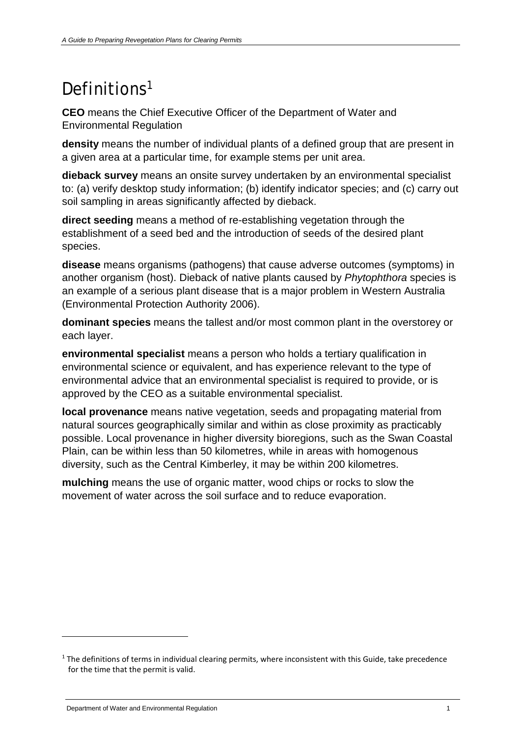# Definitions[1]

**CEO** means the Chief Executive Officer of the Department of Water and Environmental Regulation

**density** means the number of individual plants of a defined group that are present in a given area at a particular time, for example stems per unit area.

**dieback survey** means an onsite survey undertaken by an environmental specialist to: (a) verify desktop study information; (b) identify indicator species; and (c) carry out soil sampling in areas significantly affected by dieback.

**direct seeding** means a method of re-establishing vegetation through the establishment of a seed bed and the introduction of seeds of the desired plant species.

**disease** means organisms (pathogens) that cause adverse outcomes (symptoms) in another organism (host). Dieback of native plants caused by *Phytophthora* species is an example of a serious plant disease that is a major problem in Western Australia (Environmental Protection Authority 2006).

**dominant species** means the tallest and/or most common plant in the overstorey or each layer.

**environmental specialist** means a person who holds a tertiary qualification in environmental science or equivalent, and has experience relevant to the type of environmental advice that an environmental specialist is required to provide, or is approved by the CEO as a suitable environmental specialist.

**local provenance** means native vegetation, seeds and propagating material from natural sources geographically similar and within as close proximity as practicably possible. Local provenance in higher diversity bioregions, such as the Swan Coastal Plain, can be within less than 50 kilometres, while in areas with homogenous diversity, such as the Central Kimberley, it may be within 200 kilometres.

**mulching** means the use of organic matter, wood chips or rocks to slow the movement of water across the soil surface and to reduce evaporation.

---

[1] The definitions of terms in individual clearing permits, where inconsistent with this Guide, take precedence for the time that the permit is valid.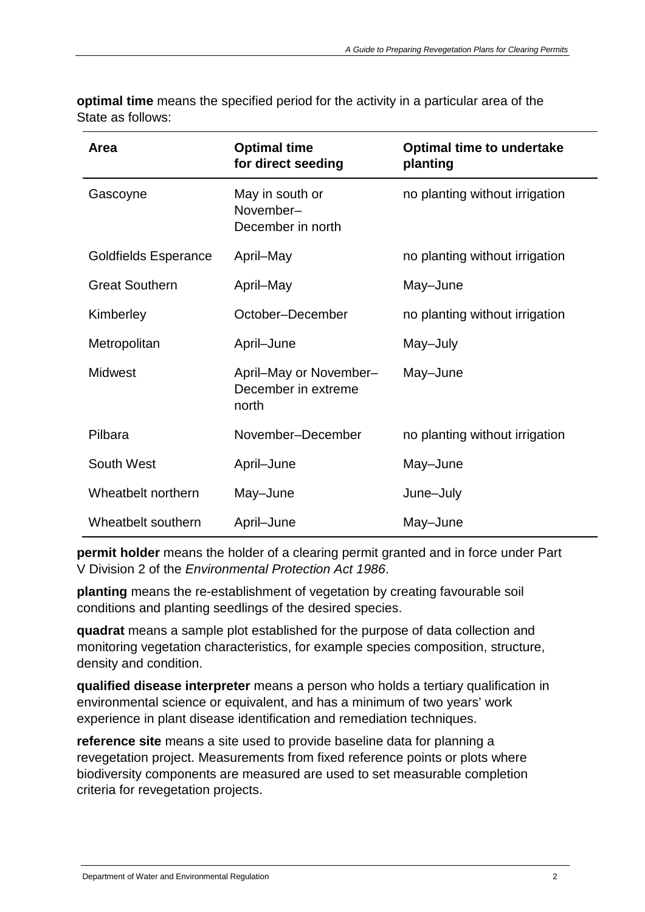**optimal time** means the specified period for the activity in a particular area of the State as follows:

| Area | Optimal time for direct seeding | Optimal time to undertake planting |
|---|---|---|
| Gascoyne | May in south or November–December in north | no planting without irrigation |
| Goldfields Esperance | April–May | no planting without irrigation |
| Great Southern | April–May | May–June |
| Kimberley | October–December | no planting without irrigation |
| Metropolitan | April–June | May–July |
| Midwest | April–May or November–December in extreme north | May–June |
| Pilbara | November–December | no planting without irrigation |
| South West | April–June | May–June |
| Wheatbelt northern | May–June | June–July |
| Wheatbelt southern | April–June | May–June |

**permit holder** means the holder of a clearing permit granted and in force under Part V Division 2 of the *Environmental Protection Act 1986*.

**planting** means the re-establishment of vegetation by creating favourable soil conditions and planting seedlings of the desired species.

**quadrat** means a sample plot established for the purpose of data collection and monitoring vegetation characteristics, for example species composition, structure, density and condition.

**qualified disease interpreter** means a person who holds a tertiary qualification in environmental science or equivalent, and has a minimum of two years' work experience in plant disease identification and remediation techniques.

**reference site** means a site used to provide baseline data for planning a revegetation project. Measurements from fixed reference points or plots where biodiversity components are measured are used to set measurable completion criteria for revegetation projects.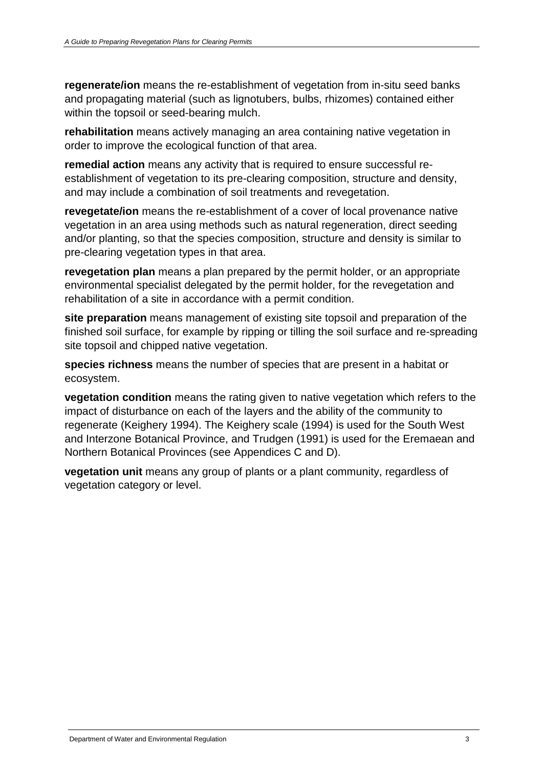**regenerate/ion** means the re-establishment of vegetation from in-situ seed banks and propagating material (such as lignotubers, bulbs, rhizomes) contained either within the topsoil or seed-bearing mulch.

**rehabilitation** means actively managing an area containing native vegetation in order to improve the ecological function of that area.

**remedial action** means any activity that is required to ensure successful re-establishment of vegetation to its pre-clearing composition, structure and density, and may include a combination of soil treatments and revegetation.

**revegetate/ion** means the re-establishment of a cover of local provenance native vegetation in an area using methods such as natural regeneration, direct seeding and/or planting, so that the species composition, structure and density is similar to pre-clearing vegetation types in that area.

**revegetation plan** means a plan prepared by the permit holder, or an appropriate environmental specialist delegated by the permit holder, for the revegetation and rehabilitation of a site in accordance with a permit condition.

**site preparation** means management of existing site topsoil and preparation of the finished soil surface, for example by ripping or tilling the soil surface and re-spreading site topsoil and chipped native vegetation.

**species richness** means the number of species that are present in a habitat or ecosystem.

**vegetation condition** means the rating given to native vegetation which refers to the impact of disturbance on each of the layers and the ability of the community to regenerate (Keighery 1994). The Keighery scale (1994) is used for the South West and Interzone Botanical Province, and Trudgen (1991) is used for the Eremaean and Northern Botanical Provinces (see Appendices C and D).

**vegetation unit** means any group of plants or a plant community, regardless of vegetation category or level.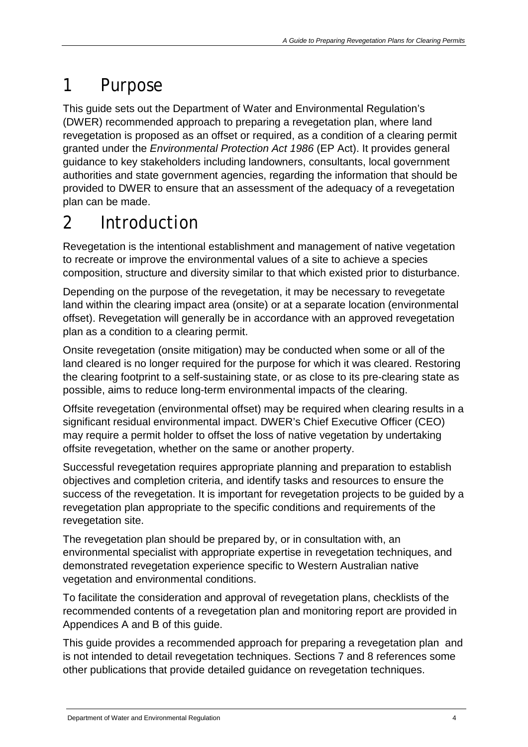# 1 Purpose

This guide sets out the Department of Water and Environmental Regulation's (DWER) recommended approach to preparing a revegetation plan, where land revegetation is proposed as an offset or required, as a condition of a clearing permit granted under the *Environmental Protection Act 1986* (EP Act). It provides general guidance to key stakeholders including landowners, consultants, local government authorities and state government agencies, regarding the information that should be provided to DWER to ensure that an assessment of the adequacy of a revegetation plan can be made.

# 2 Introduction

Revegetation is the intentional establishment and management of native vegetation to recreate or improve the environmental values of a site to achieve a species composition, structure and diversity similar to that which existed prior to disturbance.

Depending on the purpose of the revegetation, it may be necessary to revegetate land within the clearing impact area (onsite) or at a separate location (environmental offset). Revegetation will generally be in accordance with an approved revegetation plan as a condition to a clearing permit.

Onsite revegetation (onsite mitigation) may be conducted when some or all of the land cleared is no longer required for the purpose for which it was cleared. Restoring the clearing footprint to a self-sustaining state, or as close to its pre-clearing state as possible, aims to reduce long-term environmental impacts of the clearing.

Offsite revegetation (environmental offset) may be required when clearing results in a significant residual environmental impact. DWER's Chief Executive Officer (CEO) may require a permit holder to offset the loss of native vegetation by undertaking offsite revegetation, whether on the same or another property.

Successful revegetation requires appropriate planning and preparation to establish objectives and completion criteria, and identify tasks and resources to ensure the success of the revegetation. It is important for revegetation projects to be guided by a revegetation plan appropriate to the specific conditions and requirements of the revegetation site.

The revegetation plan should be prepared by, or in consultation with, an environmental specialist with appropriate expertise in revegetation techniques, and demonstrated revegetation experience specific to Western Australian native vegetation and environmental conditions.

To facilitate the consideration and approval of revegetation plans, checklists of the recommended contents of a revegetation plan and monitoring report are provided in Appendices A and B of this guide.

This guide provides a recommended approach for preparing a revegetation plan and is not intended to detail revegetation techniques. Sections 7 and 8 references some other publications that provide detailed guidance on revegetation techniques.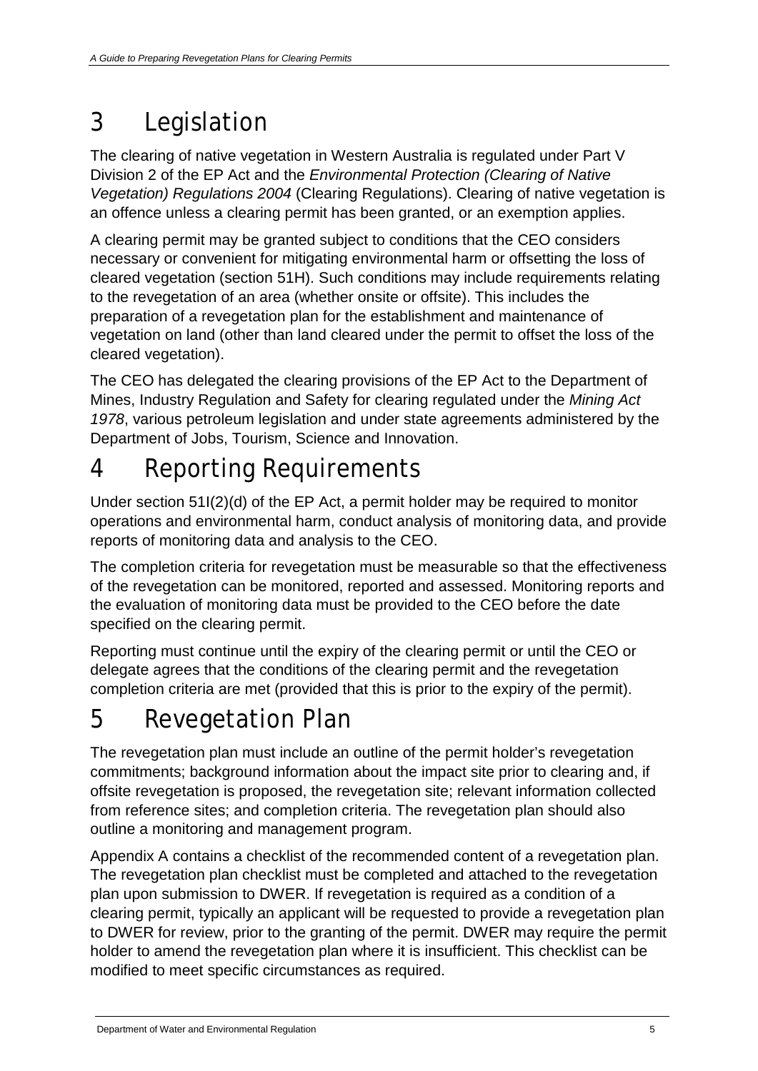# 3 Legislation

The clearing of native vegetation in Western Australia is regulated under Part V Division 2 of the EP Act and the *Environmental Protection (Clearing of Native Vegetation) Regulations 2004* (Clearing Regulations). Clearing of native vegetation is an offence unless a clearing permit has been granted, or an exemption applies.

A clearing permit may be granted subject to conditions that the CEO considers necessary or convenient for mitigating environmental harm or offsetting the loss of cleared vegetation (section 51H). Such conditions may include requirements relating to the revegetation of an area (whether onsite or offsite). This includes the preparation of a revegetation plan for the establishment and maintenance of vegetation on land (other than land cleared under the permit to offset the loss of the cleared vegetation).

The CEO has delegated the clearing provisions of the EP Act to the Department of Mines, Industry Regulation and Safety for clearing regulated under the *Mining Act 1978*, various petroleum legislation and under state agreements administered by the Department of Jobs, Tourism, Science and Innovation.

# 4 Reporting Requirements

Under section 51I(2)(d) of the EP Act, a permit holder may be required to monitor operations and environmental harm, conduct analysis of monitoring data, and provide reports of monitoring data and analysis to the CEO.

The completion criteria for revegetation must be measurable so that the effectiveness of the revegetation can be monitored, reported and assessed. Monitoring reports and the evaluation of monitoring data must be provided to the CEO before the date specified on the clearing permit.

Reporting must continue until the expiry of the clearing permit or until the CEO or delegate agrees that the conditions of the clearing permit and the revegetation completion criteria are met (provided that this is prior to the expiry of the permit).

# 5 Revegetation Plan

The revegetation plan must include an outline of the permit holder's revegetation commitments; background information about the impact site prior to clearing and, if offsite revegetation is proposed, the revegetation site; relevant information collected from reference sites; and completion criteria. The revegetation plan should also outline a monitoring and management program.

Appendix A contains a checklist of the recommended content of a revegetation plan. The revegetation plan checklist must be completed and attached to the revegetation plan upon submission to DWER. If revegetation is required as a condition of a clearing permit, typically an applicant will be requested to provide a revegetation plan to DWER for review, prior to the granting of the permit. DWER may require the permit holder to amend the revegetation plan where it is insufficient. This checklist can be modified to meet specific circumstances as required.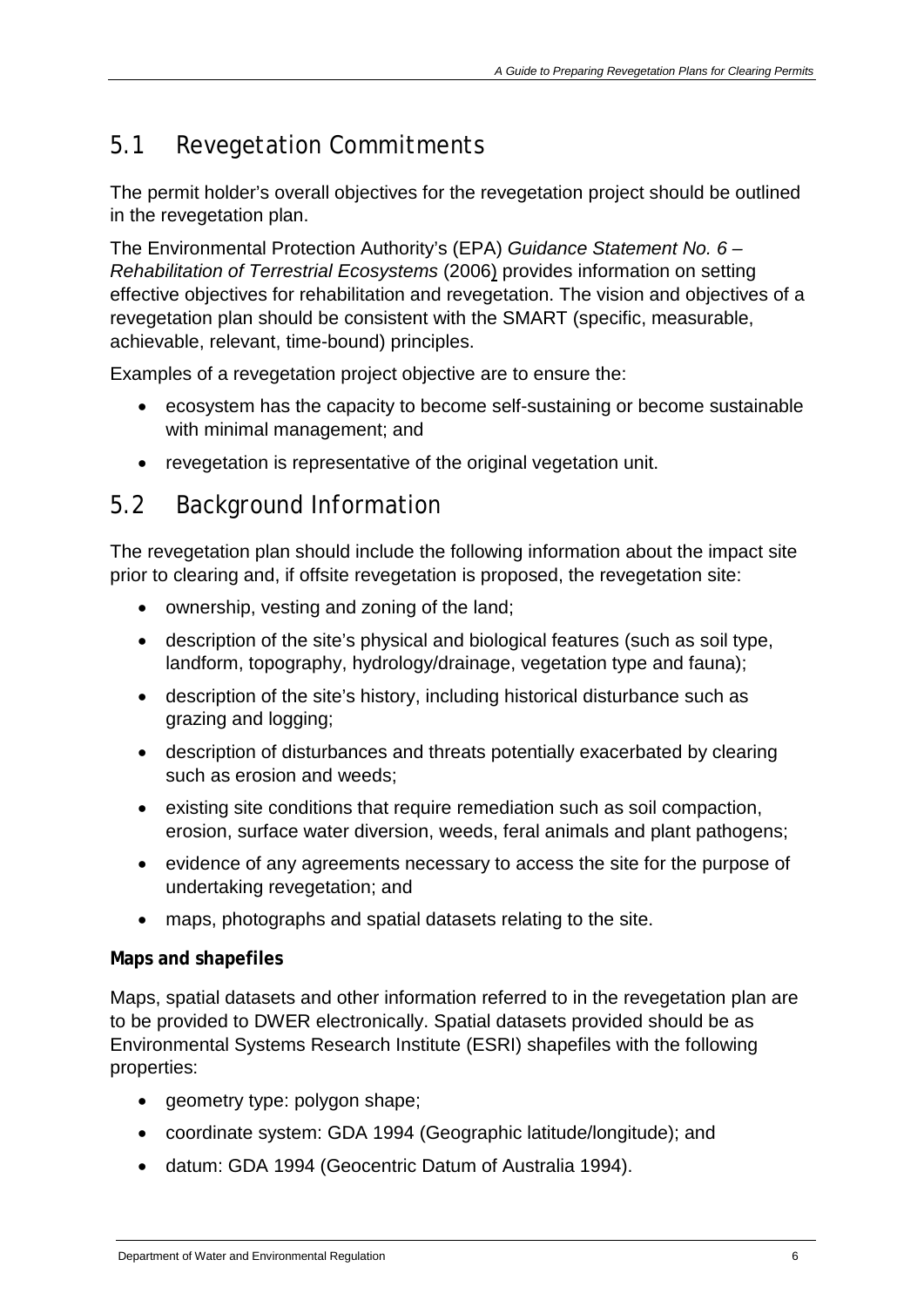## 5.1 Revegetation Commitments

The permit holder's overall objectives for the revegetation project should be outlined in the revegetation plan.

The Environmental Protection Authority's (EPA) *Guidance Statement No. 6 – Rehabilitation of Terrestrial Ecosystems* (2006) provides information on setting effective objectives for rehabilitation and revegetation. The vision and objectives of a revegetation plan should be consistent with the SMART (specific, measurable, achievable, relevant, time-bound) principles.

Examples of a revegetation project objective are to ensure the:

- ecosystem has the capacity to become self-sustaining or become sustainable with minimal management; and
- revegetation is representative of the original vegetation unit.

## 5.2 Background Information

The revegetation plan should include the following information about the impact site prior to clearing and, if offsite revegetation is proposed, the revegetation site:

- ownership, vesting and zoning of the land;
- description of the site's physical and biological features (such as soil type, landform, topography, hydrology/drainage, vegetation type and fauna);
- description of the site's history, including historical disturbance such as grazing and logging;
- description of disturbances and threats potentially exacerbated by clearing such as erosion and weeds;
- existing site conditions that require remediation such as soil compaction, erosion, surface water diversion, weeds, feral animals and plant pathogens;
- evidence of any agreements necessary to access the site for the purpose of undertaking revegetation; and
- maps, photographs and spatial datasets relating to the site.

**Maps and shapefiles**

Maps, spatial datasets and other information referred to in the revegetation plan are to be provided to DWER electronically. Spatial datasets provided should be as Environmental Systems Research Institute (ESRI) shapefiles with the following properties:

- geometry type: polygon shape;
- coordinate system: GDA 1994 (Geographic latitude/longitude); and
- datum: GDA 1994 (Geocentric Datum of Australia 1994).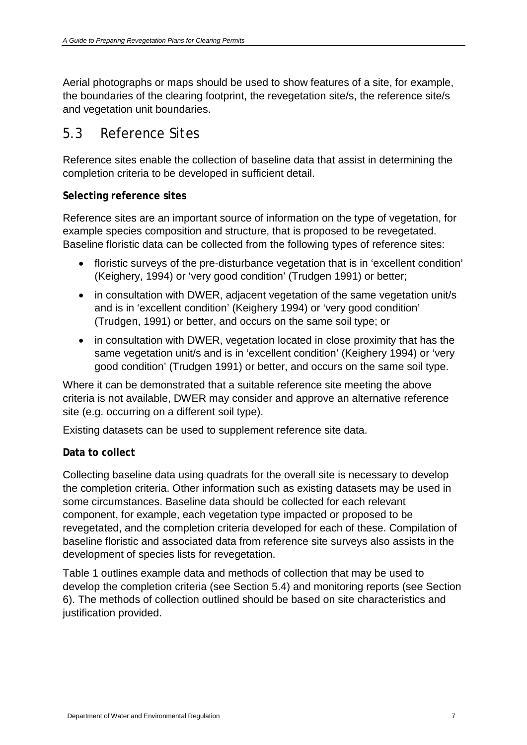Aerial photographs or maps should be used to show features of a site, for example, the boundaries of the clearing footprint, the revegetation site/s, the reference site/s and vegetation unit boundaries.

## 5.3 Reference Sites

Reference sites enable the collection of baseline data that assist in determining the completion criteria to be developed in sufficient detail.

**Selecting reference sites**

Reference sites are an important source of information on the type of vegetation, for example species composition and structure, that is proposed to be revegetated. Baseline floristic data can be collected from the following types of reference sites:

- floristic surveys of the pre-disturbance vegetation that is in 'excellent condition' (Keighery, 1994) or 'very good condition' (Trudgen 1991) or better;
- in consultation with DWER, adjacent vegetation of the same vegetation unit/s and is in 'excellent condition' (Keighery 1994) or 'very good condition' (Trudgen, 1991) or better, and occurs on the same soil type; or
- in consultation with DWER, vegetation located in close proximity that has the same vegetation unit/s and is in 'excellent condition' (Keighery 1994) or 'very good condition' (Trudgen 1991) or better, and occurs on the same soil type.

Where it can be demonstrated that a suitable reference site meeting the above criteria is not available, DWER may consider and approve an alternative reference site (e.g. occurring on a different soil type).

Existing datasets can be used to supplement reference site data.

**Data to collect**

Collecting baseline data using quadrats for the overall site is necessary to develop the completion criteria. Other information such as existing datasets may be used in some circumstances. Baseline data should be collected for each relevant component, for example, each vegetation type impacted or proposed to be revegetated, and the completion criteria developed for each of these. Compilation of baseline floristic and associated data from reference site surveys also assists in the development of species lists for revegetation.

Table 1 outlines example data and methods of collection that may be used to develop the completion criteria (see Section 5.4) and monitoring reports (see Section 6). The methods of collection outlined should be based on site characteristics and justification provided.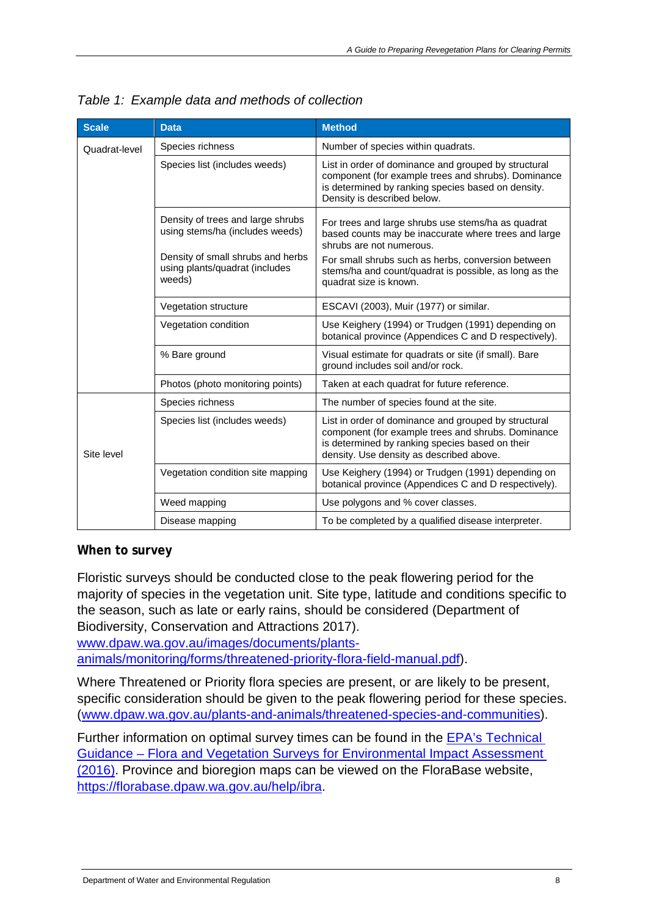*Table 1: Example data and methods of collection*

| Scale | Data | Method |
|---|---|---|
| Quadrat-level | Species richness | Number of species within quadrats. |
| | Species list (includes weeds) | List in order of dominance and grouped by structural component (for example trees and shrubs). Dominance is determined by ranking species based on density. Density is described below. |
| | Density of trees and large shrubs using stems/ha (includes weeds)<br><br>Density of small shrubs and herbs using plants/quadrat (includes weeds) | For trees and large shrubs use stems/ha as quadrat based counts may be inaccurate where trees and large shrubs are not numerous.<br><br>For small shrubs such as herbs, conversion between stems/ha and count/quadrat is possible, as long as the quadrat size is known. |
| | Vegetation structure | ESCAVI (2003), Muir (1977) or similar. |
| | Vegetation condition | Use Keighery (1994) or Trudgen (1991) depending on botanical province (Appendices C and D respectively). |
| | % Bare ground | Visual estimate for quadrats or site (if small). Bare ground includes soil and/or rock. |
| | Photos (photo monitoring points) | Taken at each quadrat for future reference. |
| Site level | Species richness | The number of species found at the site. |
| | Species list (includes weeds) | List in order of dominance and grouped by structural component (for example trees and shrubs. Dominance is determined by ranking species based on their density. Use density as described above. |
| | Vegetation condition site mapping | Use Keighery (1994) or Trudgen (1991) depending on botanical province (Appendices C and D respectively). |
| | Weed mapping | Use polygons and % cover classes. |
| | Disease mapping | To be completed by a qualified disease interpreter. |

**When to survey**

Floristic surveys should be conducted close to the peak flowering period for the majority of species in the vegetation unit. Site type, latitude and conditions specific to the season, such as late or early rains, should be considered (Department of Biodiversity, Conservation and Attractions 2017). www.dpaw.wa.gov.au/images/documents/plants-animals/monitoring/forms/threatened-priority-flora-field-manual.pdf).

Where Threatened or Priority flora species are present, or are likely to be present, specific consideration should be given to the peak flowering period for these species. (www.dpaw.wa.gov.au/plants-and-animals/threatened-species-and-communities).

Further information on optimal survey times can be found in the EPA's Technical Guidance – Flora and Vegetation Surveys for Environmental Impact Assessment (2016). Province and bioregion maps can be viewed on the FloraBase website, https://florabase.dpaw.wa.gov.au/help/ibra.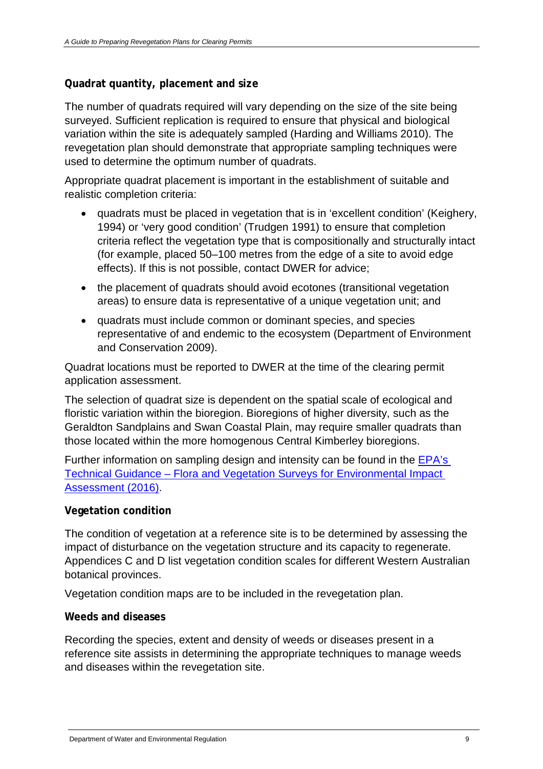### Quadrat quantity, placement and size

The number of quadrats required will vary depending on the size of the site being surveyed. Sufficient replication is required to ensure that physical and biological variation within the site is adequately sampled (Harding and Williams 2010). The revegetation plan should demonstrate that appropriate sampling techniques were used to determine the optimum number of quadrats.

Appropriate quadrat placement is important in the establishment of suitable and realistic completion criteria:

- quadrats must be placed in vegetation that is in 'excellent condition' (Keighery, 1994) or 'very good condition' (Trudgen 1991) to ensure that completion criteria reflect the vegetation type that is compositionally and structurally intact (for example, placed 50–100 metres from the edge of a site to avoid edge effects). If this is not possible, contact DWER for advice;
- the placement of quadrats should avoid ecotones (transitional vegetation areas) to ensure data is representative of a unique vegetation unit; and
- quadrats must include common or dominant species, and species representative of and endemic to the ecosystem (Department of Environment and Conservation 2009).

Quadrat locations must be reported to DWER at the time of the clearing permit application assessment.

The selection of quadrat size is dependent on the spatial scale of ecological and floristic variation within the bioregion. Bioregions of higher diversity, such as the Geraldton Sandplains and Swan Coastal Plain, may require smaller quadrats than those located within the more homogenous Central Kimberley bioregions.

Further information on sampling design and intensity can be found in the [EPA's Technical Guidance – Flora and Vegetation Surveys for Environmental Impact Assessment (2016)].

### Vegetation condition

The condition of vegetation at a reference site is to be determined by assessing the impact of disturbance on the vegetation structure and its capacity to regenerate. Appendices C and D list vegetation condition scales for different Western Australian botanical provinces.

Vegetation condition maps are to be included in the revegetation plan.

### Weeds and diseases

Recording the species, extent and density of weeds or diseases present in a reference site assists in determining the appropriate techniques to manage weeds and diseases within the revegetation site.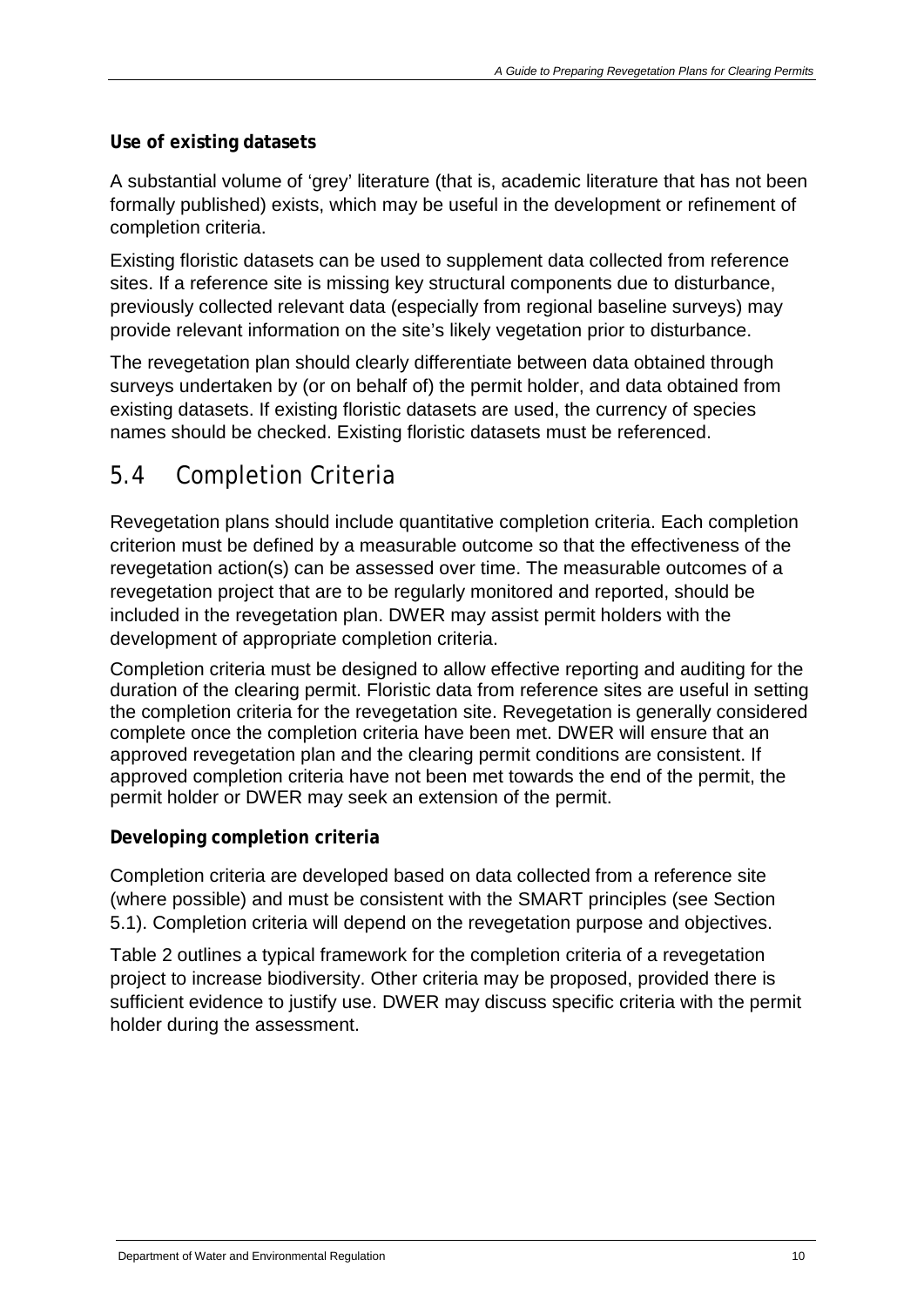**Use of existing datasets**

A substantial volume of 'grey' literature (that is, academic literature that has not been formally published) exists, which may be useful in the development or refinement of completion criteria.

Existing floristic datasets can be used to supplement data collected from reference sites. If a reference site is missing key structural components due to disturbance, previously collected relevant data (especially from regional baseline surveys) may provide relevant information on the site's likely vegetation prior to disturbance.

The revegetation plan should clearly differentiate between data obtained through surveys undertaken by (or on behalf of) the permit holder, and data obtained from existing datasets. If existing floristic datasets are used, the currency of species names should be checked. Existing floristic datasets must be referenced.

## 5.4 Completion Criteria

Revegetation plans should include quantitative completion criteria. Each completion criterion must be defined by a measurable outcome so that the effectiveness of the revegetation action(s) can be assessed over time. The measurable outcomes of a revegetation project that are to be regularly monitored and reported, should be included in the revegetation plan. DWER may assist permit holders with the development of appropriate completion criteria.

Completion criteria must be designed to allow effective reporting and auditing for the duration of the clearing permit. Floristic data from reference sites are useful in setting the completion criteria for the revegetation site. Revegetation is generally considered complete once the completion criteria have been met. DWER will ensure that an approved revegetation plan and the clearing permit conditions are consistent. If approved completion criteria have not been met towards the end of the permit, the permit holder or DWER may seek an extension of the permit.

**Developing completion criteria**

Completion criteria are developed based on data collected from a reference site (where possible) and must be consistent with the SMART principles (see Section 5.1). Completion criteria will depend on the revegetation purpose and objectives.

Table 2 outlines a typical framework for the completion criteria of a revegetation project to increase biodiversity. Other criteria may be proposed, provided there is sufficient evidence to justify use. DWER may discuss specific criteria with the permit holder during the assessment.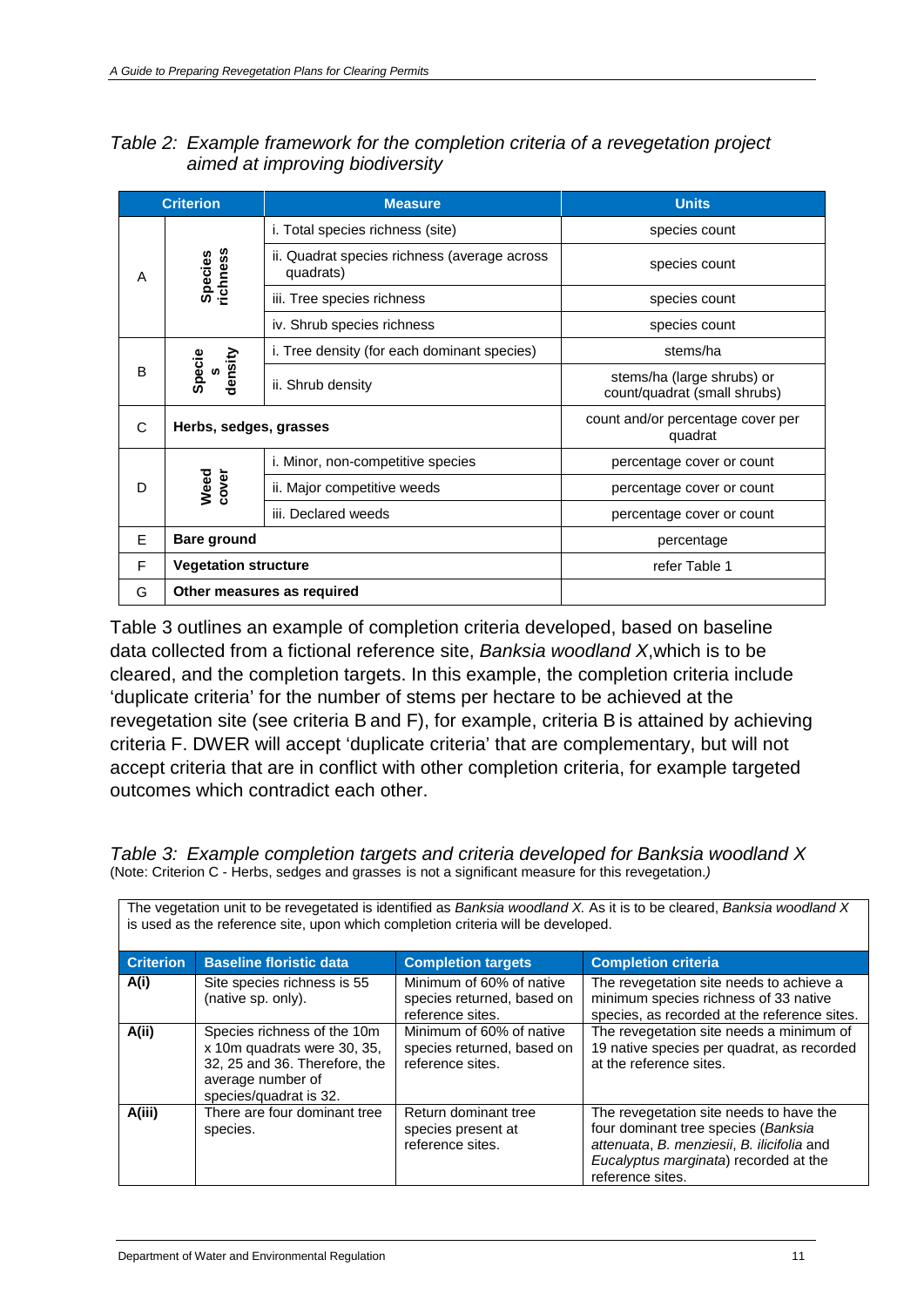*Table 2: Example framework for the completion criteria of a revegetation project aimed at improving biodiversity*

| Criterion | | Measure | Units |
|---|---|---|---|
| A | Species richness | i. Total species richness (site) | species count |
| | | ii. Quadrat species richness (average across quadrats) | species count |
| | | iii. Tree species richness | species count |
| | | iv. Shrub species richness | species count |
| B | Species density | i. Tree density (for each dominant species) | stems/ha |
| | | ii. Shrub density | stems/ha (large shrubs) or count/quadrat (small shrubs) |
| C | **Herbs, sedges, grasses** | | count and/or percentage cover per quadrat |
| D | Weed cover | i. Minor, non-competitive species | percentage cover or count |
| | | ii. Major competitive weeds | percentage cover or count |
| | | iii. Declared weeds | percentage cover or count |
| E | **Bare ground** | | percentage |
| F | **Vegetation structure** | | refer Table 1 |
| G | **Other measures as required** | | |

Table 3 outlines an example of completion criteria developed, based on baseline data collected from a fictional reference site, *Banksia woodland X*,which is to be cleared, and the completion targets. In this example, the completion criteria include 'duplicate criteria' for the number of stems per hectare to be achieved at the revegetation site (see criteria B and F), for example, criteria B is attained by achieving criteria F. DWER will accept 'duplicate criteria' that are complementary, but will not accept criteria that are in conflict with other completion criteria, for example targeted outcomes which contradict each other.

*Table 3: Example completion targets and criteria developed for Banksia woodland X*
(Note: Criterion C - Herbs, sedges and grasses is not a significant measure for this revegetation.*)*

The vegetation unit to be revegetated is identified as *Banksia woodland X.* As it is to be cleared, *Banksia woodland X* is used as the reference site, upon which completion criteria will be developed.

| Criterion | Baseline floristic data | Completion targets | Completion criteria |
|---|---|---|---|
| **A(i)** | Site species richness is 55 (native sp. only). | Minimum of 60% of native species returned, based on reference sites. | The revegetation site needs to achieve a minimum species richness of 33 native species, as recorded at the reference sites. |
| **A(ii)** | Species richness of the 10m x 10m quadrats were 30, 35, 32, 25 and 36. Therefore, the average number of species/quadrat is 32. | Minimum of 60% of native species returned, based on reference sites. | The revegetation site needs a minimum of 19 native species per quadrat, as recorded at the reference sites. |
| **A(iii)** | There are four dominant tree species. | Return dominant tree species present at reference sites. | The revegetation site needs to have the four dominant tree species (*Banksia attenuata*, *B. menziesii*, *B. ilicifolia* and *Eucalyptus marginata*) recorded at the reference sites. |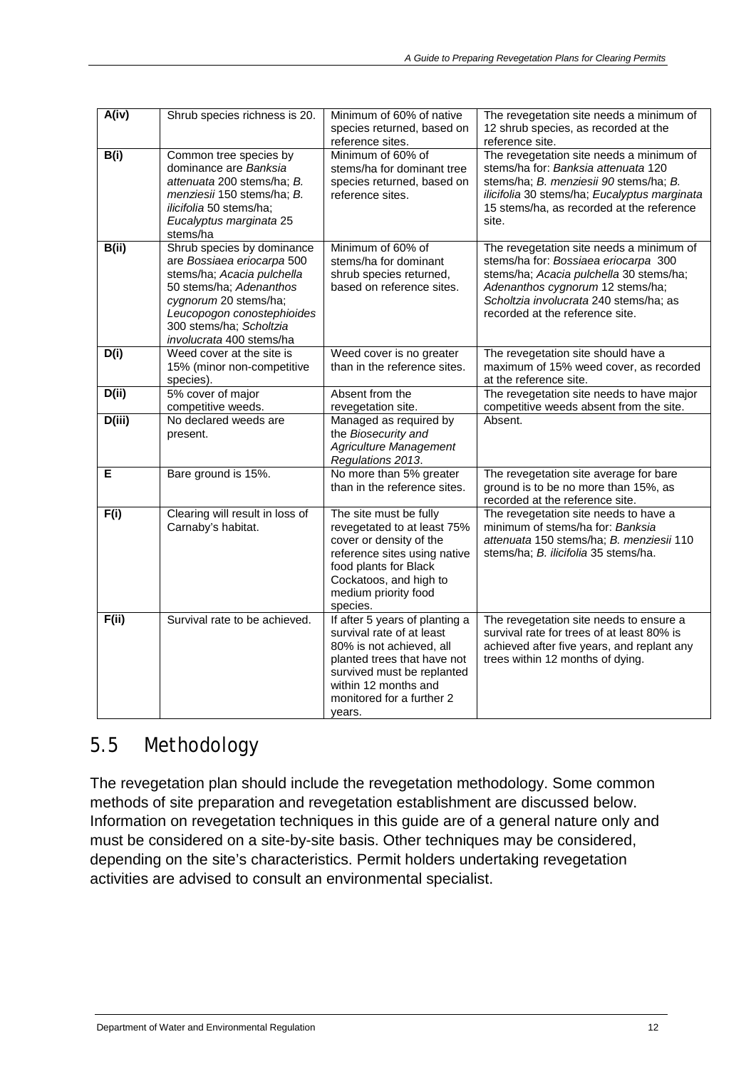| A(iv) | Shrub species richness is 20. | Minimum of 60% of native species returned, based on reference sites. | The revegetation site needs a minimum of 12 shrub species, as recorded at the reference site. |
|---|---|---|---|
| B(i) | Common tree species by dominance are *Banksia attenuata* 200 stems/ha; *B. menziesii* 150 stems/ha; *B. ilicifolia* 50 stems/ha; *Eucalyptus marginata* 25 stems/ha | Minimum of 60% of stems/ha for dominant tree species returned, based on reference sites. | The revegetation site needs a minimum of stems/ha for: *Banksia attenuata* 120 stems/ha; *B. menziesii 90* stems/ha; *B. ilicifolia* 30 stems/ha; *Eucalyptus marginata* 15 stems/ha, as recorded at the reference site. |
| B(ii) | Shrub species by dominance are *Bossiaea eriocarpa* 500 stems/ha; *Acacia pulchella* 50 stems/ha; *Adenanthos cygnorum* 20 stems/ha; *Leucopogon conostephioides* 300 stems/ha; *Scholtzia involucrata* 400 stems/ha | Minimum of 60% of stems/ha for dominant shrub species returned, based on reference sites. | The revegetation site needs a minimum of stems/ha for: *Bossiaea eriocarpa* 300 stems/ha; *Acacia pulchella* 30 stems/ha; *Adenanthos cygnorum* 12 stems/ha; *Scholtzia involucrata* 240 stems/ha; as recorded at the reference site. |
| D(i) | Weed cover at the site is 15% (minor non-competitive species). | Weed cover is no greater than in the reference sites. | The revegetation site should have a maximum of 15% weed cover, as recorded at the reference site. |
| D(ii) | 5% cover of major competitive weeds. | Absent from the revegetation site. | The revegetation site needs to have major competitive weeds absent from the site. |
| D(iii) | No declared weeds are present. | Managed as required by the *Biosecurity and Agriculture Management Regulations 2013*. | Absent. |
| E | Bare ground is 15%. | No more than 5% greater than in the reference sites. | The revegetation site average for bare ground is to be no more than 15%, as recorded at the reference site. |
| F(i) | Clearing will result in loss of Carnaby's habitat. | The site must be fully revegetated to at least 75% cover or density of the reference sites using native food plants for Black Cockatoos, and high to medium priority food species. | The revegetation site needs to have a minimum of stems/ha for: *Banksia attenuata* 150 stems/ha; *B. menziesii* 110 stems/ha; *B. ilicifolia* 35 stems/ha. |
| F(ii) | Survival rate to be achieved. | If after 5 years of planting a survival rate of at least 80% is not achieved, all planted trees that have not survived must be replanted within 12 months and monitored for a further 2 years. | The revegetation site needs to ensure a survival rate for trees of at least 80% is achieved after five years, and replant any trees within 12 months of dying. |

## 5.5 Methodology

The revegetation plan should include the revegetation methodology. Some common methods of site preparation and revegetation establishment are discussed below. Information on revegetation techniques in this guide are of a general nature only and must be considered on a site-by-site basis. Other techniques may be considered, depending on the site's characteristics. Permit holders undertaking revegetation activities are advised to consult an environmental specialist.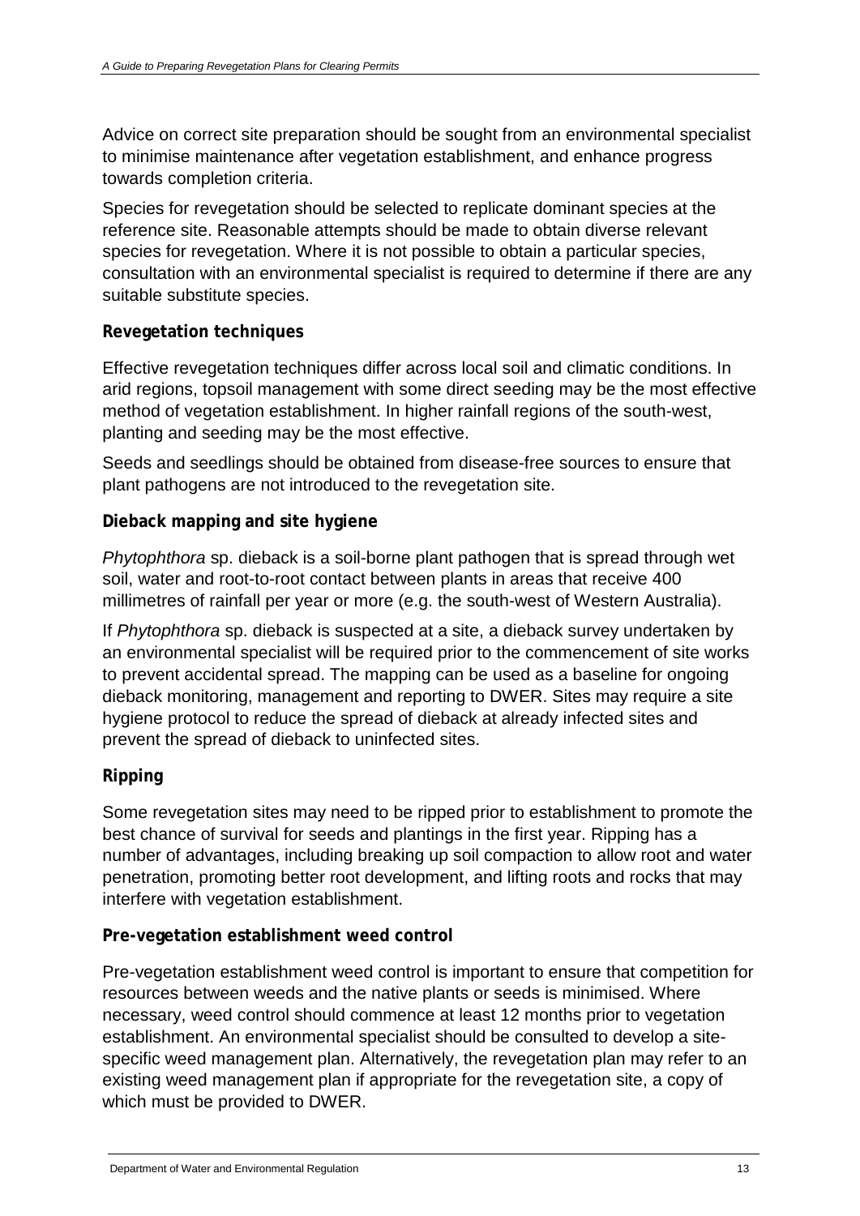Advice on correct site preparation should be sought from an environmental specialist to minimise maintenance after vegetation establishment, and enhance progress towards completion criteria.

Species for revegetation should be selected to replicate dominant species at the reference site. Reasonable attempts should be made to obtain diverse relevant species for revegetation. Where it is not possible to obtain a particular species, consultation with an environmental specialist is required to determine if there are any suitable substitute species.

**Revegetation techniques**

Effective revegetation techniques differ across local soil and climatic conditions. In arid regions, topsoil management with some direct seeding may be the most effective method of vegetation establishment. In higher rainfall regions of the south-west, planting and seeding may be the most effective.

Seeds and seedlings should be obtained from disease-free sources to ensure that plant pathogens are not introduced to the revegetation site.

**Dieback mapping and site hygiene**

*Phytophthora* sp. dieback is a soil-borne plant pathogen that is spread through wet soil, water and root-to-root contact between plants in areas that receive 400 millimetres of rainfall per year or more (e.g. the south-west of Western Australia).

If *Phytophthora* sp. dieback is suspected at a site, a dieback survey undertaken by an environmental specialist will be required prior to the commencement of site works to prevent accidental spread. The mapping can be used as a baseline for ongoing dieback monitoring, management and reporting to DWER. Sites may require a site hygiene protocol to reduce the spread of dieback at already infected sites and prevent the spread of dieback to uninfected sites.

**Ripping**

Some revegetation sites may need to be ripped prior to establishment to promote the best chance of survival for seeds and plantings in the first year. Ripping has a number of advantages, including breaking up soil compaction to allow root and water penetration, promoting better root development, and lifting roots and rocks that may interfere with vegetation establishment.

**Pre-vegetation establishment weed control**

Pre-vegetation establishment weed control is important to ensure that competition for resources between weeds and the native plants or seeds is minimised. Where necessary, weed control should commence at least 12 months prior to vegetation establishment. An environmental specialist should be consulted to develop a site-specific weed management plan. Alternatively, the revegetation plan may refer to an existing weed management plan if appropriate for the revegetation site, a copy of which must be provided to DWER.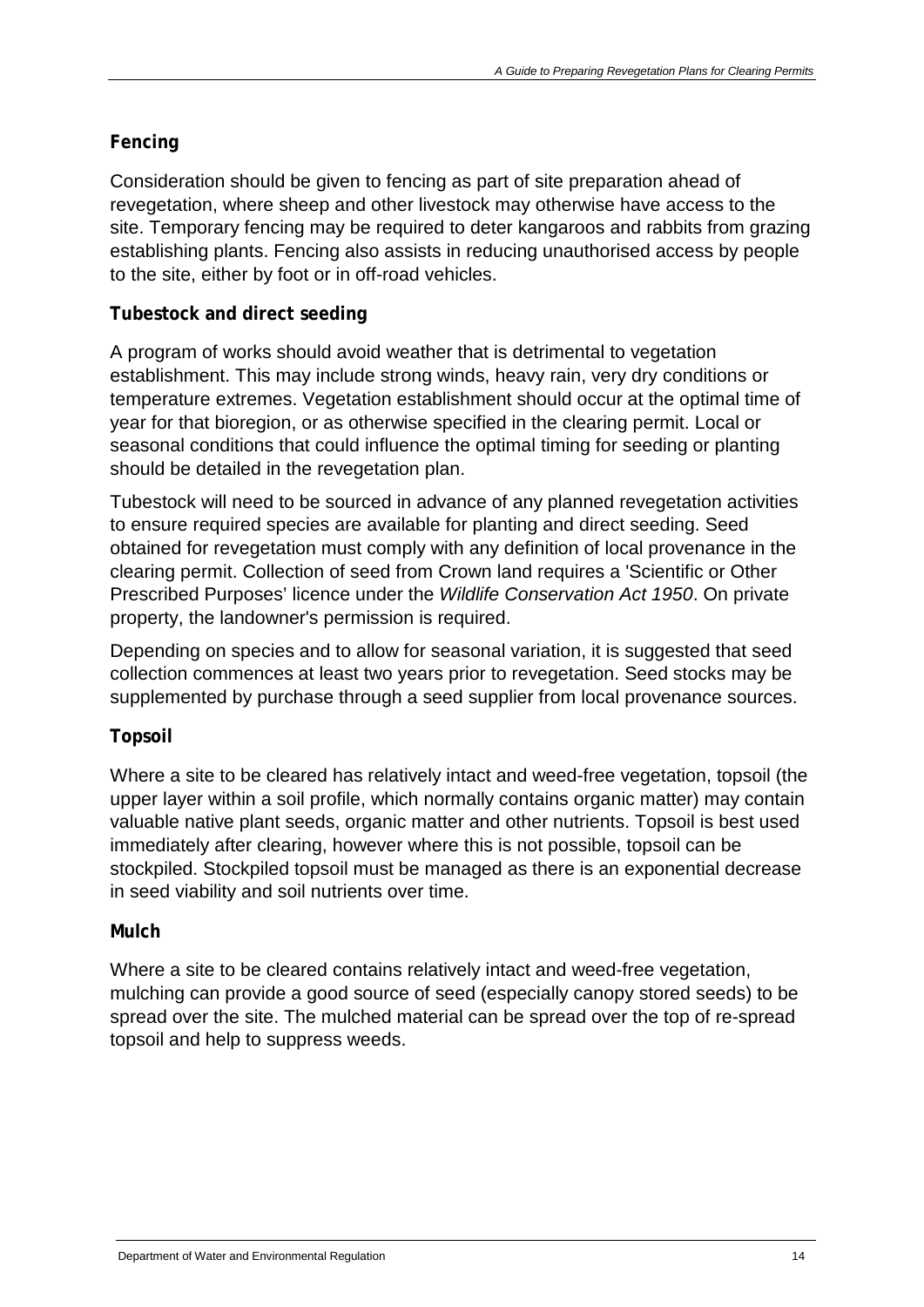### Fencing

Consideration should be given to fencing as part of site preparation ahead of revegetation, where sheep and other livestock may otherwise have access to the site. Temporary fencing may be required to deter kangaroos and rabbits from grazing establishing plants. Fencing also assists in reducing unauthorised access by people to the site, either by foot or in off-road vehicles.

### Tubestock and direct seeding

A program of works should avoid weather that is detrimental to vegetation establishment. This may include strong winds, heavy rain, very dry conditions or temperature extremes. Vegetation establishment should occur at the optimal time of year for that bioregion, or as otherwise specified in the clearing permit. Local or seasonal conditions that could influence the optimal timing for seeding or planting should be detailed in the revegetation plan.

Tubestock will need to be sourced in advance of any planned revegetation activities to ensure required species are available for planting and direct seeding. Seed obtained for revegetation must comply with any definition of local provenance in the clearing permit. Collection of seed from Crown land requires a 'Scientific or Other Prescribed Purposes' licence under the *Wildlife Conservation Act 1950*. On private property, the landowner's permission is required.

Depending on species and to allow for seasonal variation, it is suggested that seed collection commences at least two years prior to revegetation. Seed stocks may be supplemented by purchase through a seed supplier from local provenance sources.

### Topsoil

Where a site to be cleared has relatively intact and weed-free vegetation, topsoil (the upper layer within a soil profile, which normally contains organic matter) may contain valuable native plant seeds, organic matter and other nutrients. Topsoil is best used immediately after clearing, however where this is not possible, topsoil can be stockpiled. Stockpiled topsoil must be managed as there is an exponential decrease in seed viability and soil nutrients over time.

### Mulch

Where a site to be cleared contains relatively intact and weed-free vegetation, mulching can provide a good source of seed (especially canopy stored seeds) to be spread over the site. The mulched material can be spread over the top of re-spread topsoil and help to suppress weeds.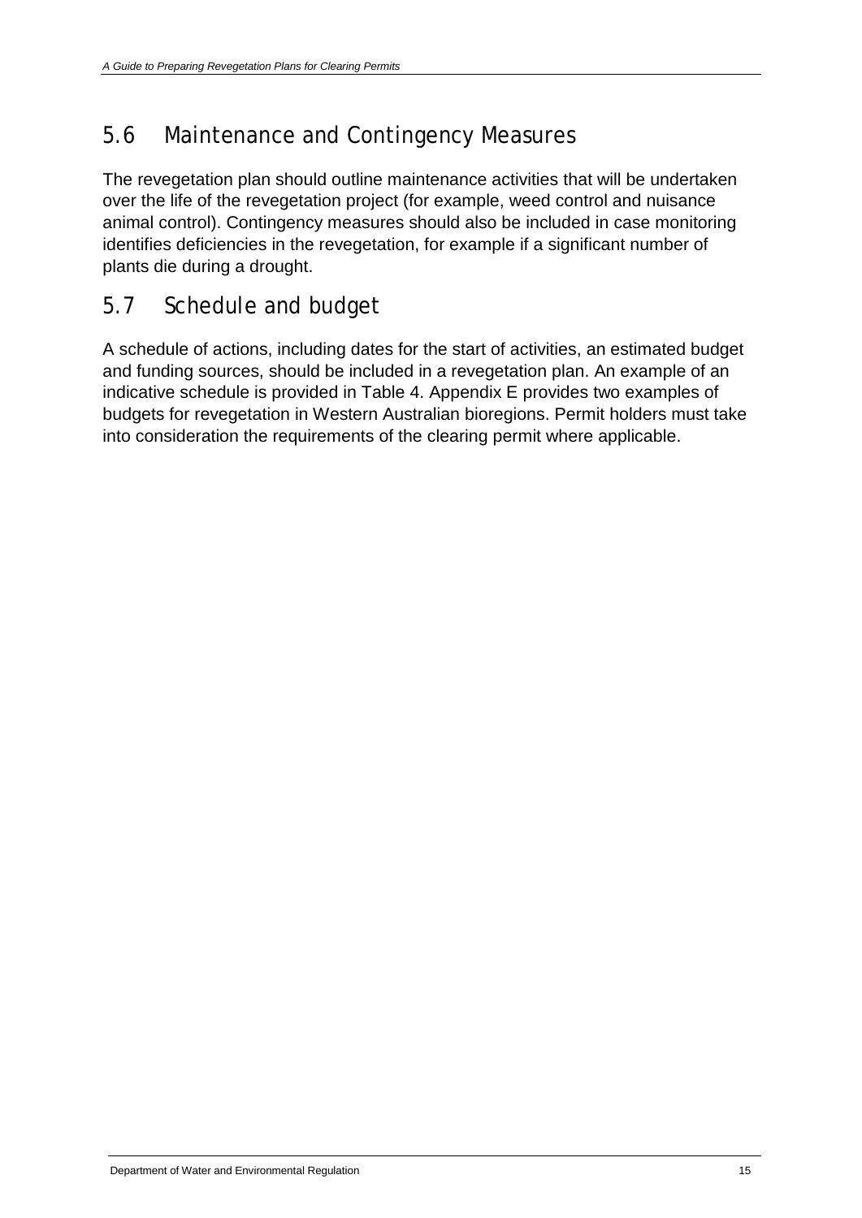## 5.6 Maintenance and Contingency Measures

The revegetation plan should outline maintenance activities that will be undertaken over the life of the revegetation project (for example, weed control and nuisance animal control). Contingency measures should also be included in case monitoring identifies deficiencies in the revegetation, for example if a significant number of plants die during a drought.

## 5.7 Schedule and budget

A schedule of actions, including dates for the start of activities, an estimated budget and funding sources, should be included in a revegetation plan. An example of an indicative schedule is provided in Table 4. Appendix E provides two examples of budgets for revegetation in Western Australian bioregions. Permit holders must take into consideration the requirements of the clearing permit where applicable.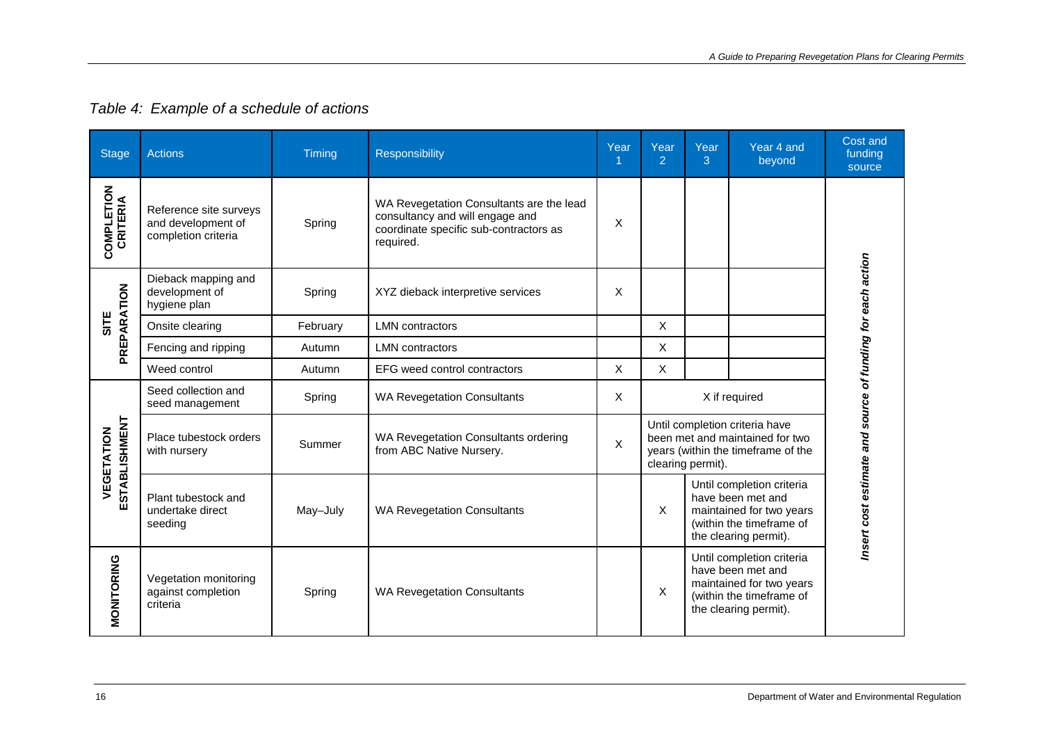*Table 4: Example of a schedule of actions*

| Stage | Actions | Timing | Responsibility | Year 1 | Year 2 | Year 3 | Year 4 and beyond | Cost and funding source |
|---|---|---|---|---|---|---|---|---|
| **COMPLETION CRITERIA** | Reference site surveys and development of completion criteria | Spring | WA Revegetation Consultants are the lead consultancy and will engage and coordinate specific sub-contractors as required. | X | | | | *Insert cost estimate and source of funding for each action* |
| **SITE PREPARATION** | Dieback mapping and development of hygiene plan | Spring | XYZ dieback interpretive services | X | | | | |
| | Onsite clearing | February | LMN contractors | | X | | | |
| | Fencing and ripping | Autumn | LMN contractors | | X | | | |
| | Weed control | Autumn | EFG weed control contractors | X | X | | | |
| **VEGETATION ESTABLISHMENT** | Seed collection and seed management | Spring | WA Revegetation Consultants | X | X if required | | | |
| | Place tubestock orders with nursery | Summer | WA Revegetation Consultants ordering from ABC Native Nursery. | X | Until completion criteria have been met and maintained for two years (within the timeframe of the clearing permit). | | | |
| | Plant tubestock and undertake direct seeding | May–July | WA Revegetation Consultants | | X | Until completion criteria have been met and maintained for two years (within the timeframe of the clearing permit). | | |
| **MONITORING** | Vegetation monitoring against completion criteria | Spring | WA Revegetation Consultants | | X | Until completion criteria have been met and maintained for two years (within the timeframe of the clearing permit). | | |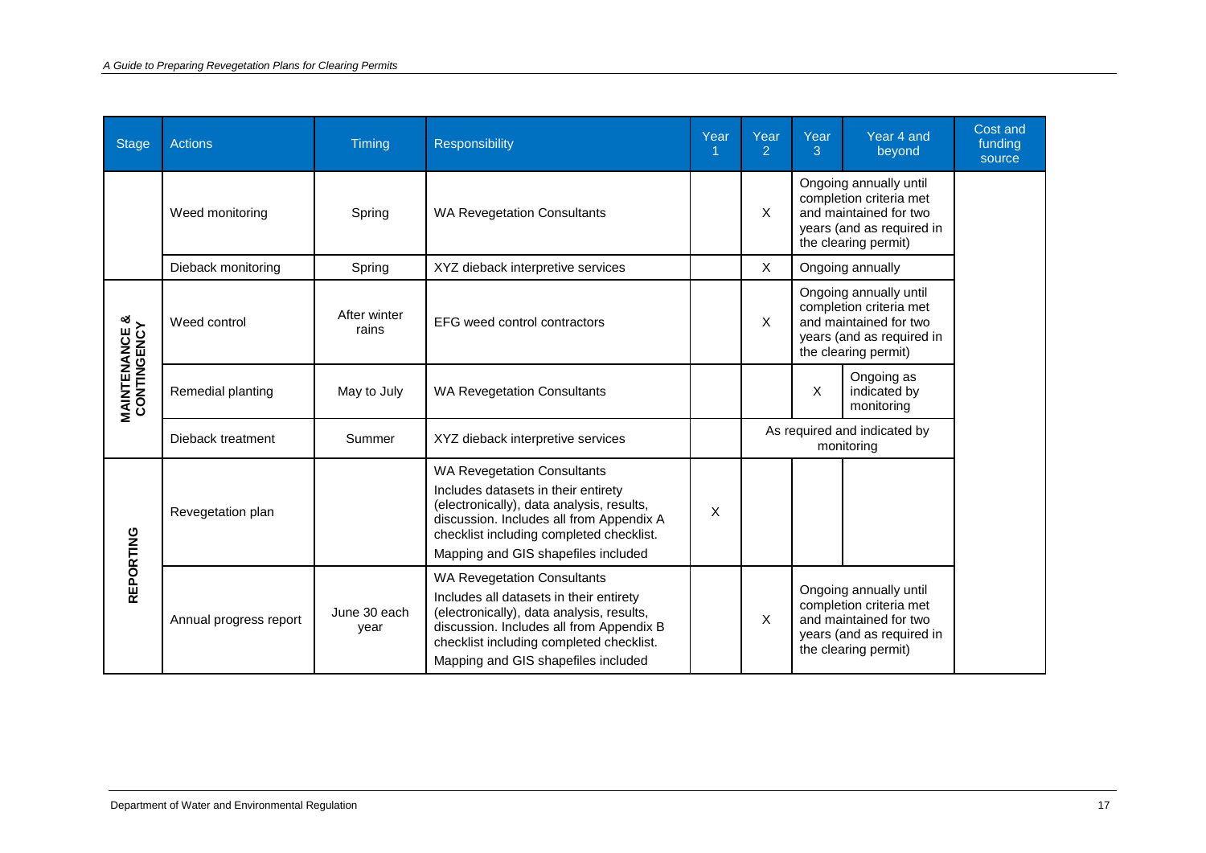| Stage | Actions | Timing | Responsibility | Year 1 | Year 2 | Year 3 | Year 4 and beyond | Cost and funding source |
|---|---|---|---|---|---|---|---|---|
| | Weed monitoring | Spring | WA Revegetation Consultants | | X | Ongoing annually until completion criteria met and maintained for two years (and as required in the clearing permit) | | |
| | Dieback monitoring | Spring | XYZ dieback interpretive services | | X | Ongoing annually | | |
| MAINTENANCE & CONTINGENCY | Weed control | After winter rains | EFG weed control contractors | | X | Ongoing annually until completion criteria met and maintained for two years (and as required in the clearing permit) | | |
| | Remedial planting | May to July | WA Revegetation Consultants | | | X | Ongoing as indicated by monitoring | |
| | Dieback treatment | Summer | XYZ dieback interpretive services | | As required and indicated by monitoring | | | |
| REPORTING | Revegetation plan | | WA Revegetation Consultants<br>Includes datasets in their entirety (electronically), data analysis, results, discussion. Includes all from Appendix A checklist including completed checklist.<br>Mapping and GIS shapefiles included | X | | | | |
| | Annual progress report | June 30 each year | WA Revegetation Consultants<br>Includes all datasets in their entirety (electronically), data analysis, results, discussion. Includes all from Appendix B checklist including completed checklist.<br>Mapping and GIS shapefiles included | | X | Ongoing annually until completion criteria met and maintained for two years (and as required in the clearing permit) | | |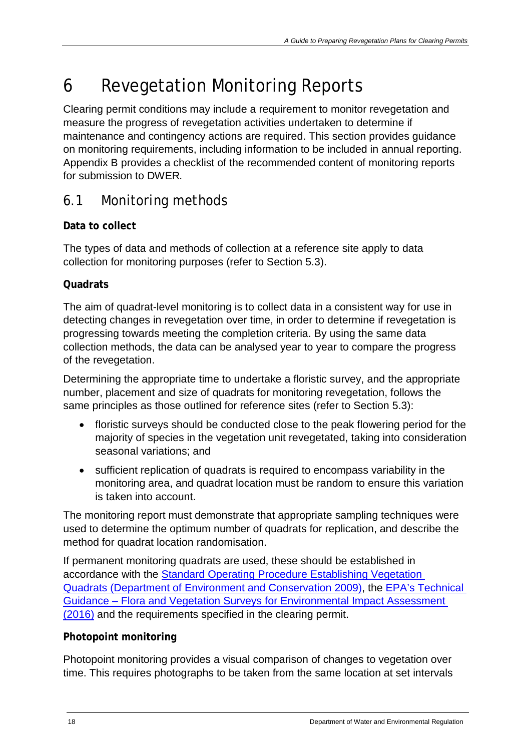# 6 Revegetation Monitoring Reports

Clearing permit conditions may include a requirement to monitor revegetation and measure the progress of revegetation activities undertaken to determine if maintenance and contingency actions are required. This section provides guidance on monitoring requirements, including information to be included in annual reporting. Appendix B provides a checklist of the recommended content of monitoring reports for submission to DWER.

## 6.1 Monitoring methods

**Data to collect**

The types of data and methods of collection at a reference site apply to data collection for monitoring purposes (refer to Section 5.3).

**Quadrats**

The aim of quadrat-level monitoring is to collect data in a consistent way for use in detecting changes in revegetation over time, in order to determine if revegetation is progressing towards meeting the completion criteria. By using the same data collection methods, the data can be analysed year to year to compare the progress of the revegetation.

Determining the appropriate time to undertake a floristic survey, and the appropriate number, placement and size of quadrats for monitoring revegetation, follows the same principles as those outlined for reference sites (refer to Section 5.3):

- floristic surveys should be conducted close to the peak flowering period for the majority of species in the vegetation unit revegetated, taking into consideration seasonal variations; and
- sufficient replication of quadrats is required to encompass variability in the monitoring area, and quadrat location must be random to ensure this variation is taken into account.

The monitoring report must demonstrate that appropriate sampling techniques were used to determine the optimum number of quadrats for replication, and describe the method for quadrat location randomisation.

If permanent monitoring quadrats are used, these should be established in accordance with the Standard Operating Procedure Establishing Vegetation Quadrats (Department of Environment and Conservation 2009), the EPA's Technical Guidance – Flora and Vegetation Surveys for Environmental Impact Assessment (2016) and the requirements specified in the clearing permit.

**Photopoint monitoring**

Photopoint monitoring provides a visual comparison of changes to vegetation over time. This requires photographs to be taken from the same location at set intervals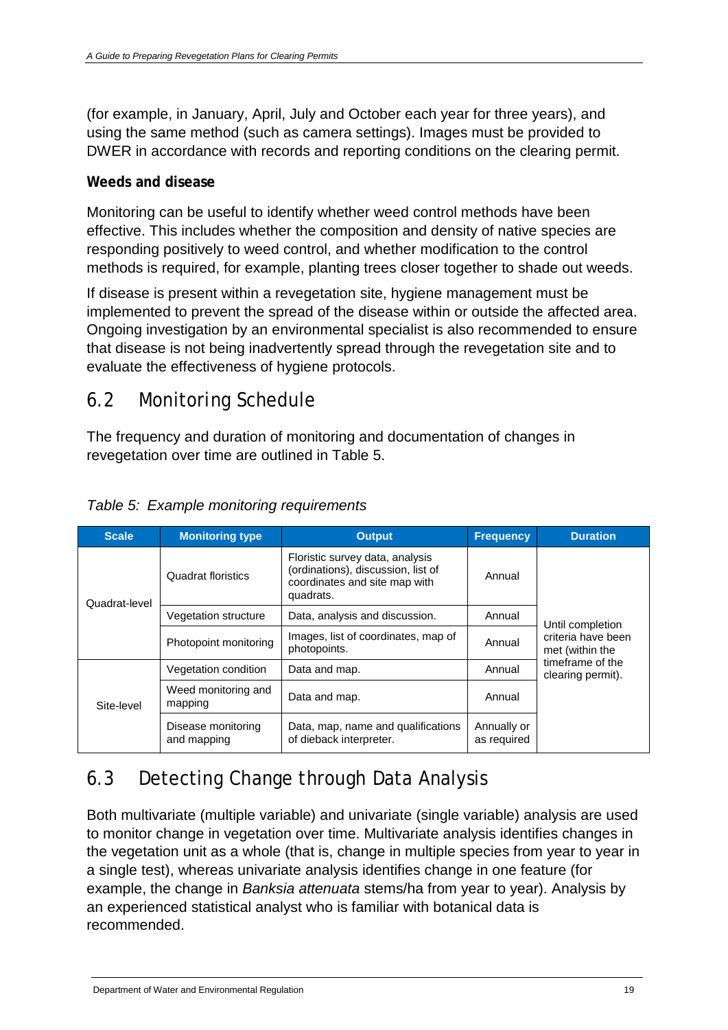(for example, in January, April, July and October each year for three years), and using the same method (such as camera settings). Images must be provided to DWER in accordance with records and reporting conditions on the clearing permit.

**Weeds and disease**

Monitoring can be useful to identify whether weed control methods have been effective. This includes whether the composition and density of native species are responding positively to weed control, and whether modification to the control methods is required, for example, planting trees closer together to shade out weeds.

If disease is present within a revegetation site, hygiene management must be implemented to prevent the spread of the disease within or outside the affected area. Ongoing investigation by an environmental specialist is also recommended to ensure that disease is not being inadvertently spread through the revegetation site and to evaluate the effectiveness of hygiene protocols.

## 6.2 Monitoring Schedule

The frequency and duration of monitoring and documentation of changes in revegetation over time are outlined in Table 5.

*Table 5: Example monitoring requirements*

| Scale | Monitoring type | Output | Frequency | Duration |
|---|---|---|---|---|
| Quadrat-level | Quadrat floristics | Floristic survey data, analysis (ordinations), discussion, list of coordinates and site map with quadrats. | Annual | Until completion criteria have been met (within the timeframe of the clearing permit). |
| | Vegetation structure | Data, analysis and discussion. | Annual | |
| | Photopoint monitoring | Images, list of coordinates, map of photopoints. | Annual | |
| Site-level | Vegetation condition | Data and map. | Annual | |
| | Weed monitoring and mapping | Data and map. | Annual | |
| | Disease monitoring and mapping | Data, map, name and qualifications of dieback interpreter. | Annually or as required | |

## 6.3 Detecting Change through Data Analysis

Both multivariate (multiple variable) and univariate (single variable) analysis are used to monitor change in vegetation over time. Multivariate analysis identifies changes in the vegetation unit as a whole (that is, change in multiple species from year to year in a single test), whereas univariate analysis identifies change in one feature (for example, the change in *Banksia attenuata* stems/ha from year to year). Analysis by an experienced statistical analyst who is familiar with botanical data is recommended.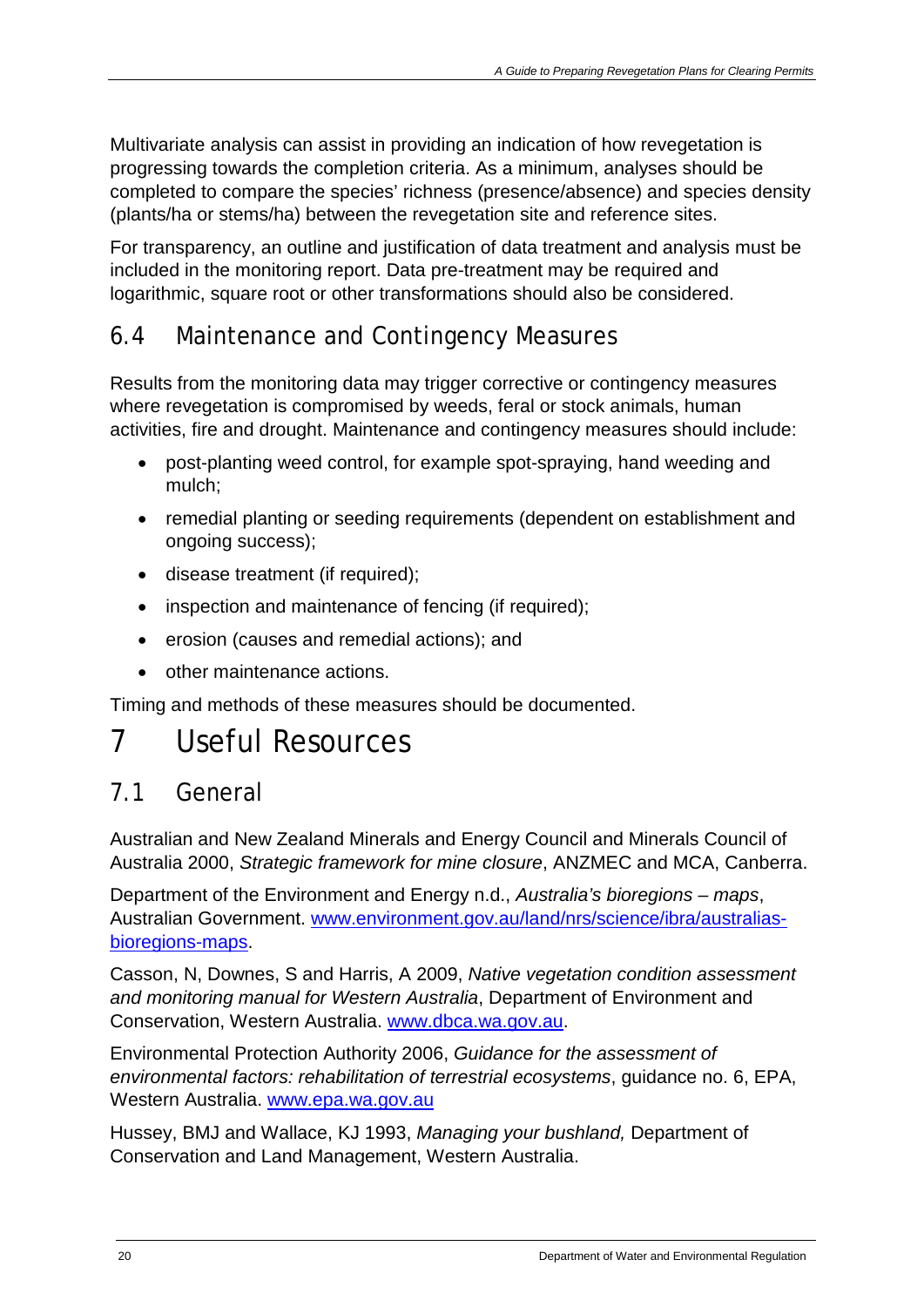Multivariate analysis can assist in providing an indication of how revegetation is progressing towards the completion criteria. As a minimum, analyses should be completed to compare the species' richness (presence/absence) and species density (plants/ha or stems/ha) between the revegetation site and reference sites.

For transparency, an outline and justification of data treatment and analysis must be included in the monitoring report. Data pre-treatment may be required and logarithmic, square root or other transformations should also be considered.

## 6.4 Maintenance and Contingency Measures

Results from the monitoring data may trigger corrective or contingency measures where revegetation is compromised by weeds, feral or stock animals, human activities, fire and drought. Maintenance and contingency measures should include:

- post-planting weed control, for example spot-spraying, hand weeding and mulch;
- remedial planting or seeding requirements (dependent on establishment and ongoing success);
- disease treatment (if required);
- inspection and maintenance of fencing (if required);
- erosion (causes and remedial actions); and
- other maintenance actions.

Timing and methods of these measures should be documented.

# 7 Useful Resources

## 7.1 General

Australian and New Zealand Minerals and Energy Council and Minerals Council of Australia 2000, *Strategic framework for mine closure*, ANZMEC and MCA, Canberra.

Department of the Environment and Energy n.d., *Australia's bioregions – maps*, Australian Government. www.environment.gov.au/land/nrs/science/ibra/australias-bioregions-maps.

Casson, N, Downes, S and Harris, A 2009, *Native vegetation condition assessment and monitoring manual for Western Australia*, Department of Environment and Conservation, Western Australia. www.dbca.wa.gov.au.

Environmental Protection Authority 2006, *Guidance for the assessment of environmental factors: rehabilitation of terrestrial ecosystems*, guidance no. 6, EPA, Western Australia. www.epa.wa.gov.au

Hussey, BMJ and Wallace, KJ 1993, *Managing your bushland,* Department of Conservation and Land Management, Western Australia.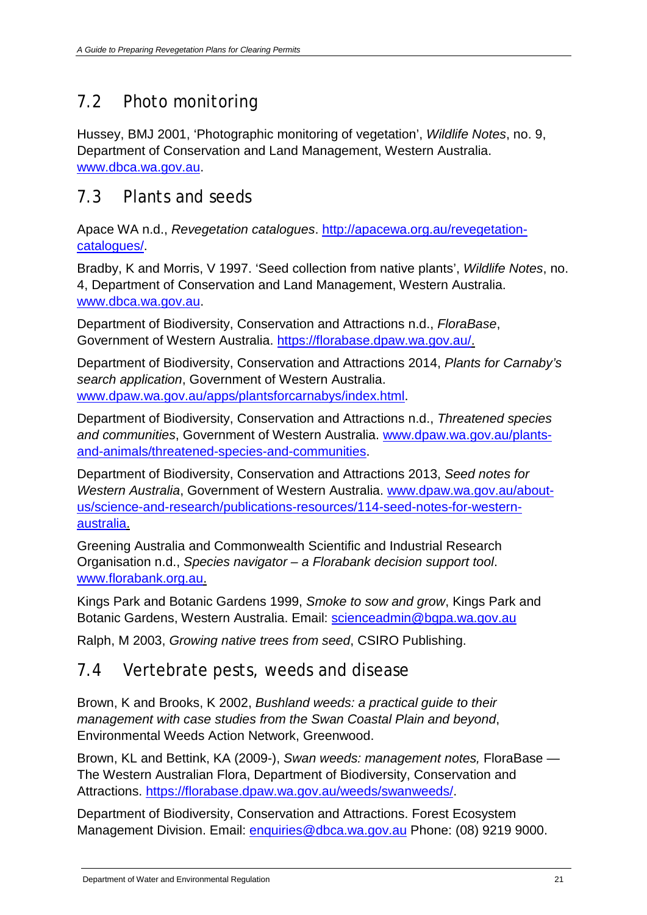## 7.2 Photo monitoring

Hussey, BMJ 2001, 'Photographic monitoring of vegetation', *Wildlife Notes*, no. 9, Department of Conservation and Land Management, Western Australia. www.dbca.wa.gov.au.

## 7.3 Plants and seeds

Apace WA n.d., *Revegetation catalogues*. http://apacewa.org.au/revegetation-catalogues/.

Bradby, K and Morris, V 1997. 'Seed collection from native plants', *Wildlife Notes*, no. 4, Department of Conservation and Land Management, Western Australia. www.dbca.wa.gov.au.

Department of Biodiversity, Conservation and Attractions n.d., *FloraBase*, Government of Western Australia. https://florabase.dpaw.wa.gov.au/.

Department of Biodiversity, Conservation and Attractions 2014, *Plants for Carnaby's search application*, Government of Western Australia. www.dpaw.wa.gov.au/apps/plantsforcarnabys/index.html.

Department of Biodiversity, Conservation and Attractions n.d., *Threatened species and communities*, Government of Western Australia. www.dpaw.wa.gov.au/plants-and-animals/threatened-species-and-communities.

Department of Biodiversity, Conservation and Attractions 2013, *Seed notes for Western Australia*, Government of Western Australia. www.dpaw.wa.gov.au/about-us/science-and-research/publications-resources/114-seed-notes-for-western-australia.

Greening Australia and Commonwealth Scientific and Industrial Research Organisation n.d., *Species navigator – a Florabank decision support tool*. www.florabank.org.au.

Kings Park and Botanic Gardens 1999, *Smoke to sow and grow*, Kings Park and Botanic Gardens, Western Australia. Email: scienceadmin@bgpa.wa.gov.au

Ralph, M 2003, *Growing native trees from seed*, CSIRO Publishing.

## 7.4 Vertebrate pests, weeds and disease

Brown, K and Brooks, K 2002, *Bushland weeds: a practical guide to their management with case studies from the Swan Coastal Plain and beyond*, Environmental Weeds Action Network, Greenwood.

Brown, KL and Bettink, KA (2009-), *Swan weeds: management notes,* FloraBase — The Western Australian Flora, Department of Biodiversity, Conservation and Attractions. https://florabase.dpaw.wa.gov.au/weeds/swanweeds/.

Department of Biodiversity, Conservation and Attractions. Forest Ecosystem Management Division. Email: enquiries@dbca.wa.gov.au Phone: (08) 9219 9000.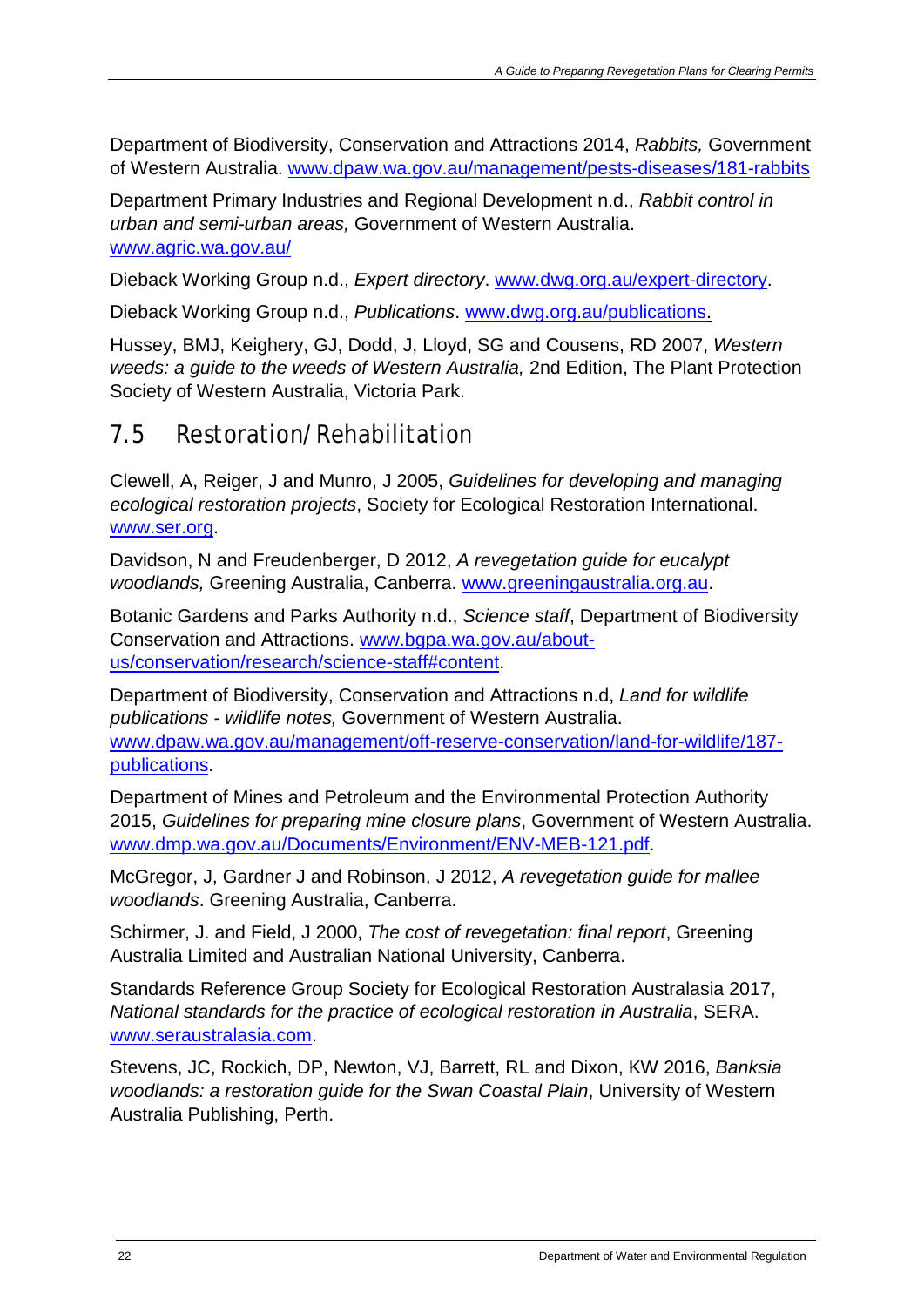Department of Biodiversity, Conservation and Attractions 2014, *Rabbits,* Government of Western Australia. www.dpaw.wa.gov.au/management/pests-diseases/181-rabbits

Department Primary Industries and Regional Development n.d., *Rabbit control in urban and semi-urban areas,* Government of Western Australia. www.agric.wa.gov.au/

Dieback Working Group n.d., *Expert directory*. www.dwg.org.au/expert-directory.

Dieback Working Group n.d., *Publications*. www.dwg.org.au/publications.

Hussey, BMJ, Keighery, GJ, Dodd, J, Lloyd, SG and Cousens, RD 2007, *Western weeds: a guide to the weeds of Western Australia,* 2nd Edition, The Plant Protection Society of Western Australia, Victoria Park.

## 7.5 Restoration/Rehabilitation

Clewell, A, Reiger, J and Munro, J 2005, *Guidelines for developing and managing ecological restoration projects*, Society for Ecological Restoration International. www.ser.org.

Davidson, N and Freudenberger, D 2012, *A revegetation guide for eucalypt woodlands,* Greening Australia, Canberra. www.greeningaustralia.org.au.

Botanic Gardens and Parks Authority n.d., *Science staff*, Department of Biodiversity Conservation and Attractions. www.bgpa.wa.gov.au/about-us/conservation/research/science-staff#content.

Department of Biodiversity, Conservation and Attractions n.d, *Land for wildlife publications - wildlife notes,* Government of Western Australia. www.dpaw.wa.gov.au/management/off-reserve-conservation/land-for-wildlife/187-publications.

Department of Mines and Petroleum and the Environmental Protection Authority 2015, *Guidelines for preparing mine closure plans*, Government of Western Australia. www.dmp.wa.gov.au/Documents/Environment/ENV-MEB-121.pdf.

McGregor, J, Gardner J and Robinson, J 2012, *A revegetation guide for mallee woodlands*. Greening Australia, Canberra.

Schirmer, J. and Field, J 2000, *The cost of revegetation: final report*, Greening Australia Limited and Australian National University, Canberra.

Standards Reference Group Society for Ecological Restoration Australasia 2017, *National standards for the practice of ecological restoration in Australia*, SERA. www.seraustralasia.com.

Stevens, JC, Rockich, DP, Newton, VJ, Barrett, RL and Dixon, KW 2016, *Banksia woodlands: a restoration guide for the Swan Coastal Plain*, University of Western Australia Publishing, Perth.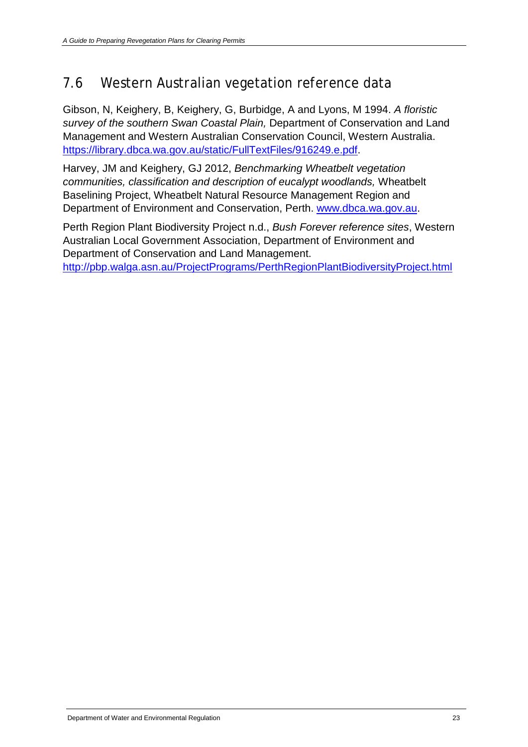## 7.6 Western Australian vegetation reference data

Gibson, N, Keighery, B, Keighery, G, Burbidge, A and Lyons, M 1994. *A floristic survey of the southern Swan Coastal Plain,* Department of Conservation and Land Management and Western Australian Conservation Council, Western Australia. https://library.dbca.wa.gov.au/static/FullTextFiles/916249.e.pdf.

Harvey, JM and Keighery, GJ 2012, *Benchmarking Wheatbelt vegetation communities, classification and description of eucalypt woodlands,* Wheatbelt Baselining Project, Wheatbelt Natural Resource Management Region and Department of Environment and Conservation, Perth. www.dbca.wa.gov.au.

Perth Region Plant Biodiversity Project n.d., *Bush Forever reference sites*, Western Australian Local Government Association, Department of Environment and Department of Conservation and Land Management. http://pbp.walga.asn.au/ProjectPrograms/PerthRegionPlantBiodiversityProject.html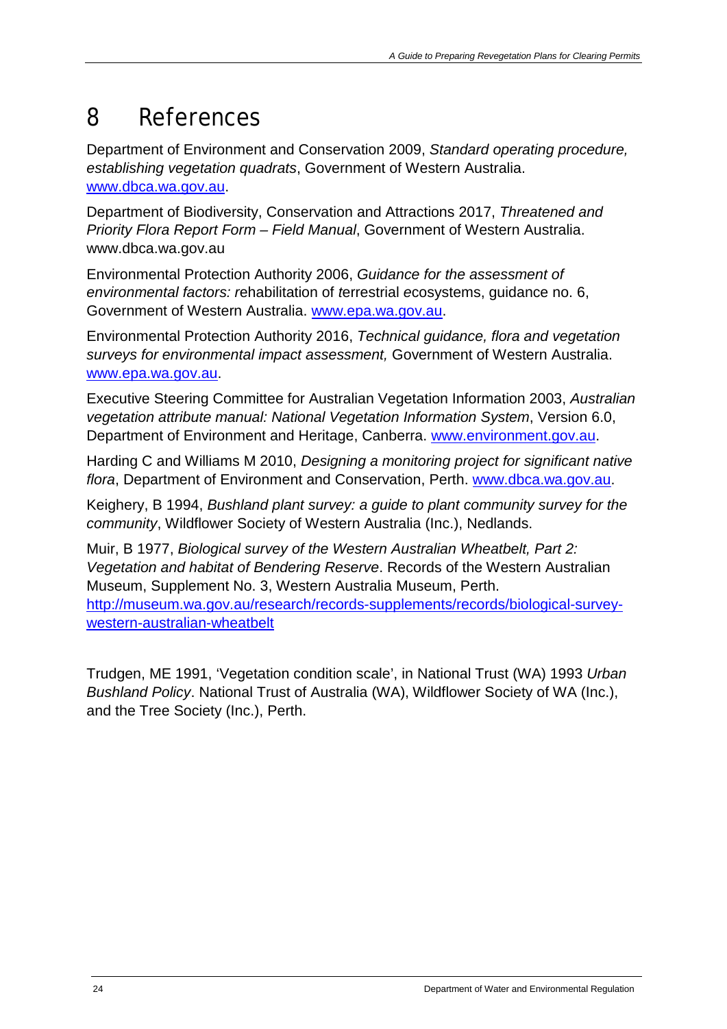# 8 References

Department of Environment and Conservation 2009, *Standard operating procedure, establishing vegetation quadrats*, Government of Western Australia. www.dbca.wa.gov.au.

Department of Biodiversity, Conservation and Attractions 2017, *Threatened and Priority Flora Report Form – Field Manual*, Government of Western Australia. www.dbca.wa.gov.au

Environmental Protection Authority 2006, *Guidance for the assessment of environmental factors: r*ehabilitation of *t*errestrial *e*cosystems, guidance no. 6, Government of Western Australia. www.epa.wa.gov.au.

Environmental Protection Authority 2016, *Technical guidance, flora and vegetation surveys for environmental impact assessment,* Government of Western Australia. www.epa.wa.gov.au.

Executive Steering Committee for Australian Vegetation Information 2003, *Australian vegetation attribute manual: National Vegetation Information System*, Version 6.0, Department of Environment and Heritage, Canberra. www.environment.gov.au.

Harding C and Williams M 2010, *Designing a monitoring project for significant native flora*, Department of Environment and Conservation, Perth. www.dbca.wa.gov.au.

Keighery, B 1994, *Bushland plant survey: a guide to plant community survey for the community*, Wildflower Society of Western Australia (Inc.), Nedlands.

Muir, B 1977, *Biological survey of the Western Australian Wheatbelt, Part 2: Vegetation and habitat of Bendering Reserve*. Records of the Western Australian Museum, Supplement No. 3, Western Australia Museum, Perth. http://museum.wa.gov.au/research/records-supplements/records/biological-survey-western-australian-wheatbelt

Trudgen, ME 1991, 'Vegetation condition scale', in National Trust (WA) 1993 *Urban Bushland Policy*. National Trust of Australia (WA), Wildflower Society of WA (Inc.), and the Tree Society (Inc.), Perth.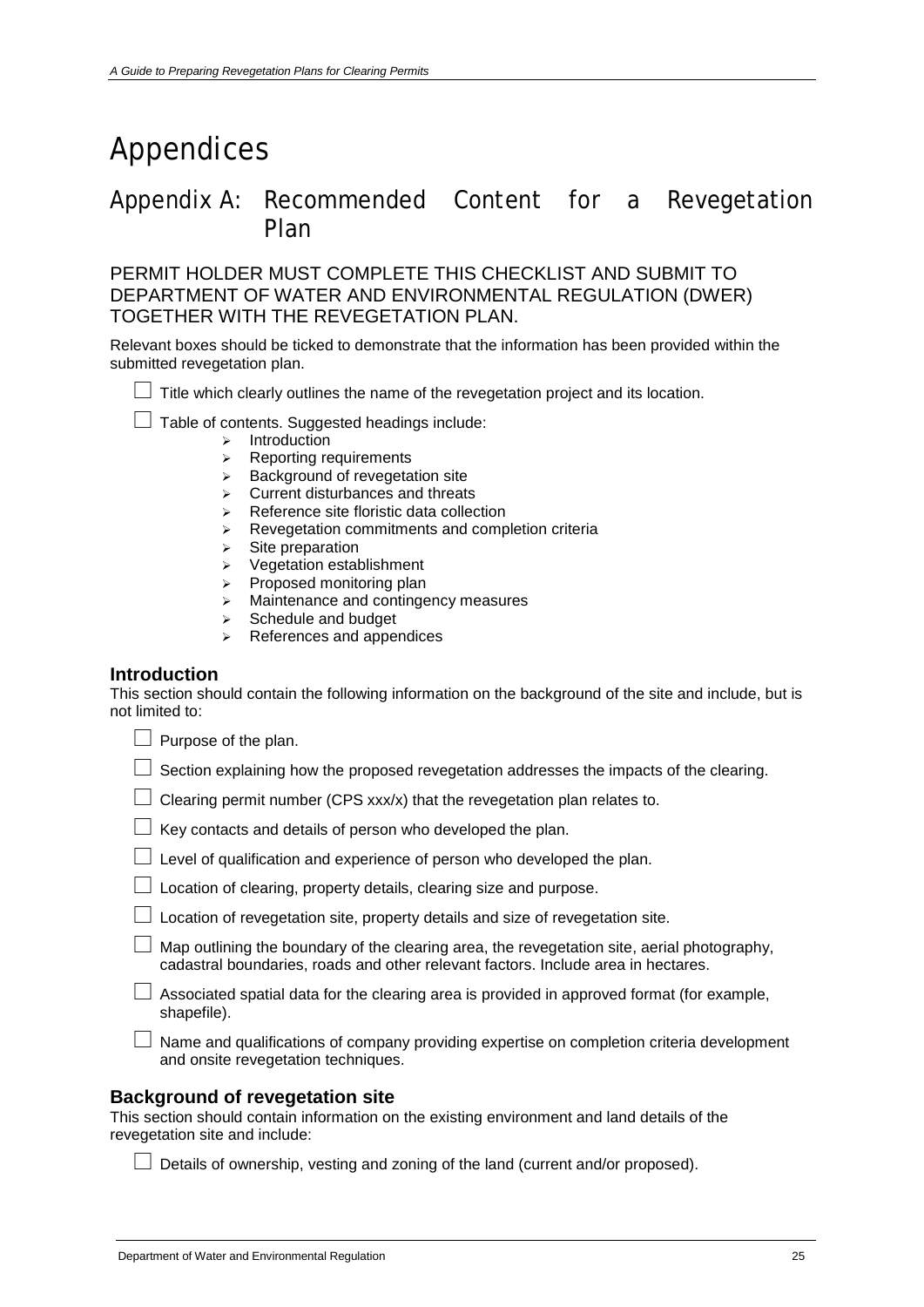# Appendices

## Appendix A: Recommended Content for a Revegetation Plan

PERMIT HOLDER MUST COMPLETE THIS CHECKLIST AND SUBMIT TO DEPARTMENT OF WATER AND ENVIRONMENTAL REGULATION (DWER) TOGETHER WITH THE REVEGETATION PLAN.

Relevant boxes should be ticked to demonstrate that the information has been provided within the submitted revegetation plan.

☐ Title which clearly outlines the name of the revegetation project and its location.

☐ Table of contents. Suggested headings include:

- Introduction
- Reporting requirements
- Background of revegetation site
- Current disturbances and threats
- Reference site floristic data collection
- Revegetation commitments and completion criteria
- Site preparation
- Vegetation establishment
- Proposed monitoring plan
- Maintenance and contingency measures
- Schedule and budget
- References and appendices

### Introduction

This section should contain the following information on the background of the site and include, but is not limited to:

☐ Purpose of the plan.

☐ Section explaining how the proposed revegetation addresses the impacts of the clearing.

☐ Clearing permit number (CPS xxx/x) that the revegetation plan relates to.

☐ Key contacts and details of person who developed the plan.

☐ Level of qualification and experience of person who developed the plan.

☐ Location of clearing, property details, clearing size and purpose.

☐ Location of revegetation site, property details and size of revegetation site.

☐ Map outlining the boundary of the clearing area, the revegetation site, aerial photography, cadastral boundaries, roads and other relevant factors. Include area in hectares.

☐ Associated spatial data for the clearing area is provided in approved format (for example, shapefile).

☐ Name and qualifications of company providing expertise on completion criteria development and onsite revegetation techniques.

### Background of revegetation site

This section should contain information on the existing environment and land details of the revegetation site and include:

☐ Details of ownership, vesting and zoning of the land (current and/or proposed).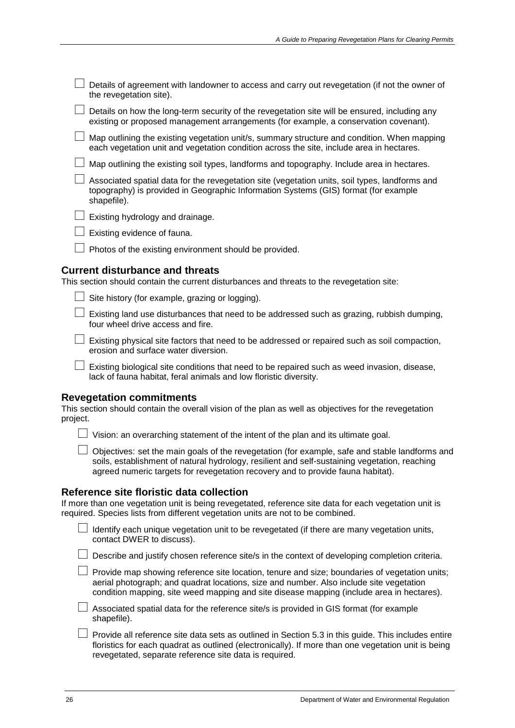- ☐ Details of agreement with landowner to access and carry out revegetation (if not the owner of the revegetation site).
- ☐ Details on how the long-term security of the revegetation site will be ensured, including any existing or proposed management arrangements (for example, a conservation covenant).
- ☐ Map outlining the existing vegetation unit/s, summary structure and condition. When mapping each vegetation unit and vegetation condition across the site, include area in hectares.
- ☐ Map outlining the existing soil types, landforms and topography. Include area in hectares.
- ☐ Associated spatial data for the revegetation site (vegetation units, soil types, landforms and topography) is provided in Geographic Information Systems (GIS) format (for example shapefile).
- ☐ Existing hydrology and drainage.
- ☐ Existing evidence of fauna.
- ☐ Photos of the existing environment should be provided.

### Current disturbance and threats

This section should contain the current disturbances and threats to the revegetation site:

- ☐ Site history (for example, grazing or logging).
- ☐ Existing land use disturbances that need to be addressed such as grazing, rubbish dumping, four wheel drive access and fire.
- ☐ Existing physical site factors that need to be addressed or repaired such as soil compaction, erosion and surface water diversion.
- ☐ Existing biological site conditions that need to be repaired such as weed invasion, disease, lack of fauna habitat, feral animals and low floristic diversity.

### Revegetation commitments

This section should contain the overall vision of the plan as well as objectives for the revegetation project.

- ☐ Vision: an overarching statement of the intent of the plan and its ultimate goal.
- ☐ Objectives: set the main goals of the revegetation (for example, safe and stable landforms and soils, establishment of natural hydrology, resilient and self-sustaining vegetation, reaching agreed numeric targets for revegetation recovery and to provide fauna habitat).

### Reference site floristic data collection

If more than one vegetation unit is being revegetated, reference site data for each vegetation unit is required. Species lists from different vegetation units are not to be combined.

- ☐ Identify each unique vegetation unit to be revegetated (if there are many vegetation units, contact DWER to discuss).
- ☐ Describe and justify chosen reference site/s in the context of developing completion criteria.
- ☐ Provide map showing reference site location, tenure and size; boundaries of vegetation units; aerial photograph; and quadrat locations, size and number. Also include site vegetation condition mapping, site weed mapping and site disease mapping (include area in hectares).
- ☐ Associated spatial data for the reference site/s is provided in GIS format (for example shapefile).
- ☐ Provide all reference site data sets as outlined in Section 5.3 in this guide. This includes entire floristics for each quadrat as outlined (electronically). If more than one vegetation unit is being revegetated, separate reference site data is required.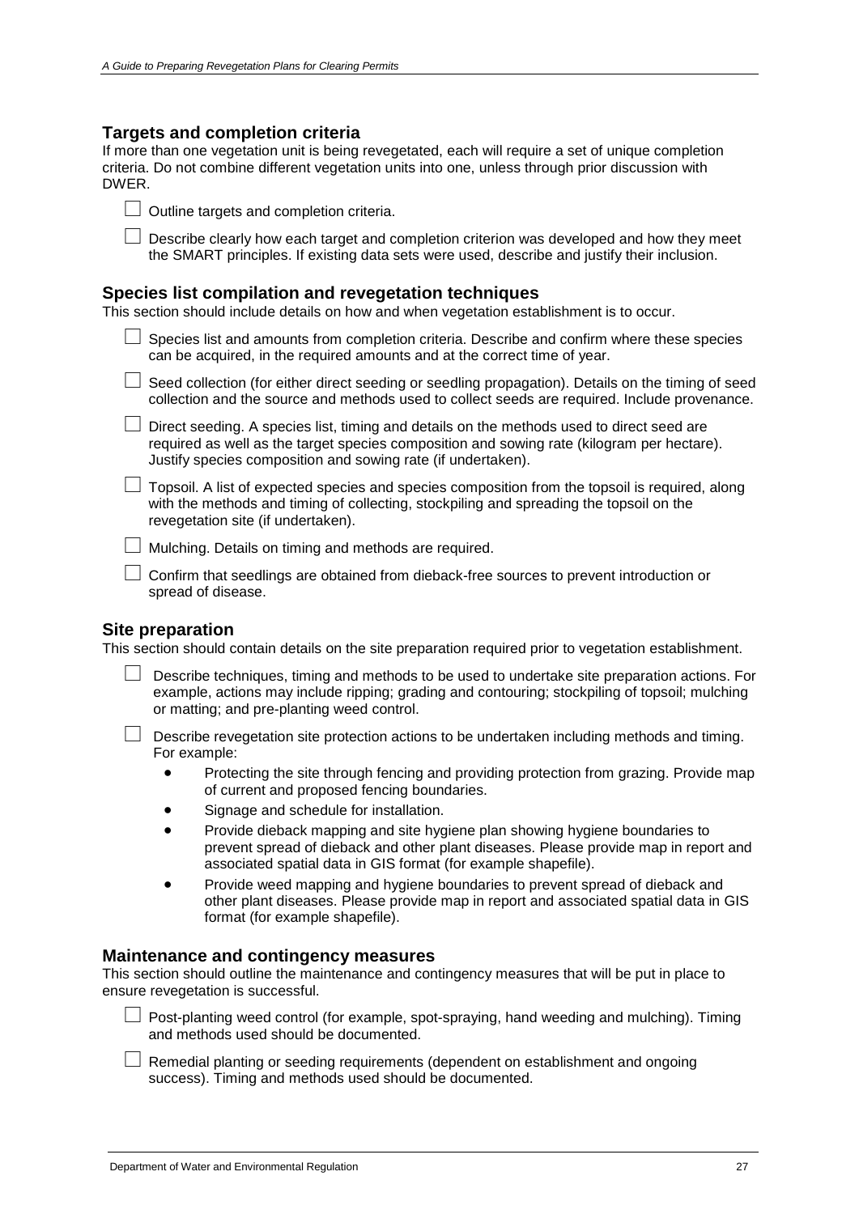## Targets and completion criteria

If more than one vegetation unit is being revegetated, each will require a set of unique completion criteria. Do not combine different vegetation units into one, unless through prior discussion with DWER.

- ☐ Outline targets and completion criteria.
- ☐ Describe clearly how each target and completion criterion was developed and how they meet the SMART principles. If existing data sets were used, describe and justify their inclusion.

## Species list compilation and revegetation techniques

This section should include details on how and when vegetation establishment is to occur.

- ☐ Species list and amounts from completion criteria. Describe and confirm where these species can be acquired, in the required amounts and at the correct time of year.
- ☐ Seed collection (for either direct seeding or seedling propagation). Details on the timing of seed collection and the source and methods used to collect seeds are required. Include provenance.
- ☐ Direct seeding. A species list, timing and details on the methods used to direct seed are required as well as the target species composition and sowing rate (kilogram per hectare). Justify species composition and sowing rate (if undertaken).
- ☐ Topsoil. A list of expected species and species composition from the topsoil is required, along with the methods and timing of collecting, stockpiling and spreading the topsoil on the revegetation site (if undertaken).
- ☐ Mulching. Details on timing and methods are required.
- ☐ Confirm that seedlings are obtained from dieback-free sources to prevent introduction or spread of disease.

## Site preparation

This section should contain details on the site preparation required prior to vegetation establishment.

- ☐ Describe techniques, timing and methods to be used to undertake site preparation actions. For example, actions may include ripping; grading and contouring; stockpiling of topsoil; mulching or matting; and pre-planting weed control.
- ☐ Describe revegetation site protection actions to be undertaken including methods and timing. For example:
  - Protecting the site through fencing and providing protection from grazing. Provide map of current and proposed fencing boundaries.
  - Signage and schedule for installation.
  - Provide dieback mapping and site hygiene plan showing hygiene boundaries to prevent spread of dieback and other plant diseases. Please provide map in report and associated spatial data in GIS format (for example shapefile).
  - Provide weed mapping and hygiene boundaries to prevent spread of dieback and other plant diseases. Please provide map in report and associated spatial data in GIS format (for example shapefile).

## Maintenance and contingency measures

This section should outline the maintenance and contingency measures that will be put in place to ensure revegetation is successful.

- ☐ Post-planting weed control (for example, spot-spraying, hand weeding and mulching). Timing and methods used should be documented.
- ☐ Remedial planting or seeding requirements (dependent on establishment and ongoing success). Timing and methods used should be documented.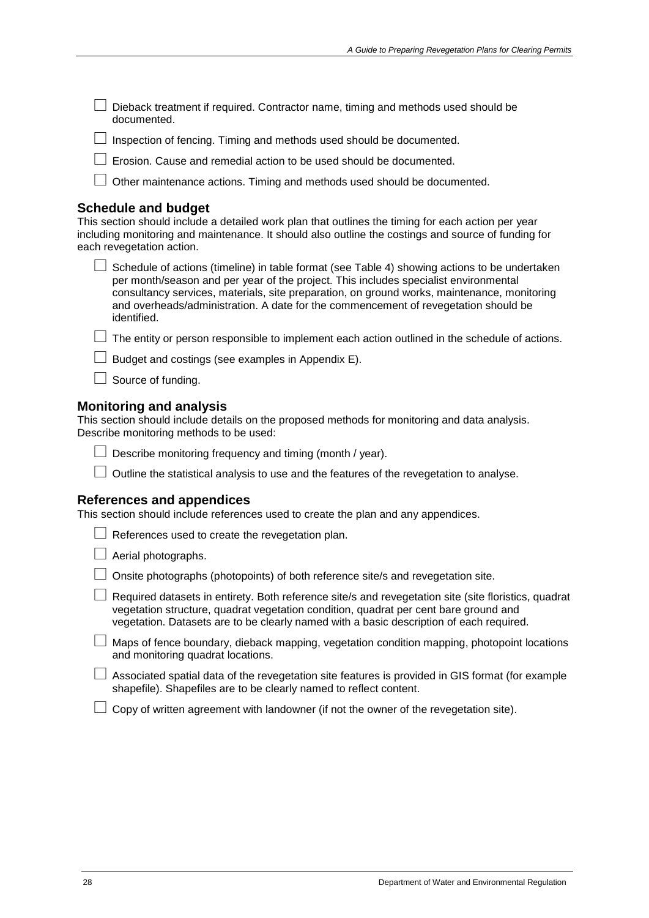- ☐ Dieback treatment if required. Contractor name, timing and methods used should be documented.
- ☐ Inspection of fencing. Timing and methods used should be documented.
- ☐ Erosion. Cause and remedial action to be used should be documented.
- ☐ Other maintenance actions. Timing and methods used should be documented.

## Schedule and budget

This section should include a detailed work plan that outlines the timing for each action per year including monitoring and maintenance. It should also outline the costings and source of funding for each revegetation action.

- ☐ Schedule of actions (timeline) in table format (see Table 4) showing actions to be undertaken per month/season and per year of the project. This includes specialist environmental consultancy services, materials, site preparation, on ground works, maintenance, monitoring and overheads/administration. A date for the commencement of revegetation should be identified.
- ☐ The entity or person responsible to implement each action outlined in the schedule of actions.
- ☐ Budget and costings (see examples in Appendix E).
- ☐ Source of funding.

## Monitoring and analysis

This section should include details on the proposed methods for monitoring and data analysis. Describe monitoring methods to be used:

- ☐ Describe monitoring frequency and timing (month / year).
- ☐ Outline the statistical analysis to use and the features of the revegetation to analyse.

## References and appendices

This section should include references used to create the plan and any appendices.

- ☐ References used to create the revegetation plan.
- ☐ Aerial photographs.
- ☐ Onsite photographs (photopoints) of both reference site/s and revegetation site.
- ☐ Required datasets in entirety. Both reference site/s and revegetation site (site floristics, quadrat vegetation structure, quadrat vegetation condition, quadrat per cent bare ground and vegetation. Datasets are to be clearly named with a basic description of each required.
- ☐ Maps of fence boundary, dieback mapping, vegetation condition mapping, photopoint locations and monitoring quadrat locations.
- ☐ Associated spatial data of the revegetation site features is provided in GIS format (for example shapefile). Shapefiles are to be clearly named to reflect content.
- ☐ Copy of written agreement with landowner (if not the owner of the revegetation site).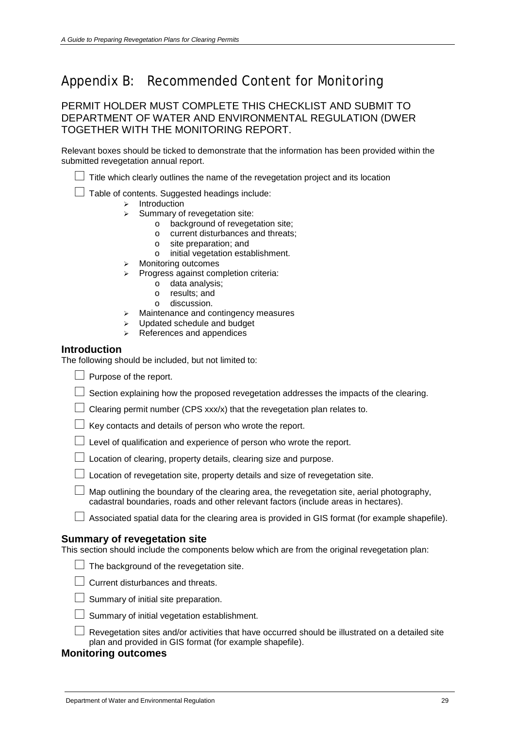# Appendix B: Recommended Content for Monitoring

## PERMIT HOLDER MUST COMPLETE THIS CHECKLIST AND SUBMIT TO DEPARTMENT OF WATER AND ENVIRONMENTAL REGULATION (DWER TOGETHER WITH THE MONITORING REPORT.

Relevant boxes should be ticked to demonstrate that the information has been provided within the submitted revegetation annual report.

☐ Title which clearly outlines the name of the revegetation project and its location

☐ Table of contents. Suggested headings include:

- Introduction
- Summary of revegetation site:
  - background of revegetation site;
  - current disturbances and threats;
  - site preparation; and
  - initial vegetation establishment.
- Monitoring outcomes
- Progress against completion criteria:
  - data analysis;
  - results; and
  - discussion.
- Maintenance and contingency measures
- Updated schedule and budget
- References and appendices

### Introduction

The following should be included, but not limited to:

☐ Purpose of the report.

☐ Section explaining how the proposed revegetation addresses the impacts of the clearing.

☐ Clearing permit number (CPS xxx/x) that the revegetation plan relates to.

☐ Key contacts and details of person who wrote the report.

☐ Level of qualification and experience of person who wrote the report.

☐ Location of clearing, property details, clearing size and purpose.

☐ Location of revegetation site, property details and size of revegetation site.

☐ Map outlining the boundary of the clearing area, the revegetation site, aerial photography, cadastral boundaries, roads and other relevant factors (include areas in hectares).

☐ Associated spatial data for the clearing area is provided in GIS format (for example shapefile).

### Summary of revegetation site

This section should include the components below which are from the original revegetation plan:

☐ The background of the revegetation site.

☐ Current disturbances and threats.

☐ Summary of initial site preparation.

☐ Summary of initial vegetation establishment.

☐ Revegetation sites and/or activities that have occurred should be illustrated on a detailed site plan and provided in GIS format (for example shapefile).

### Monitoring outcomes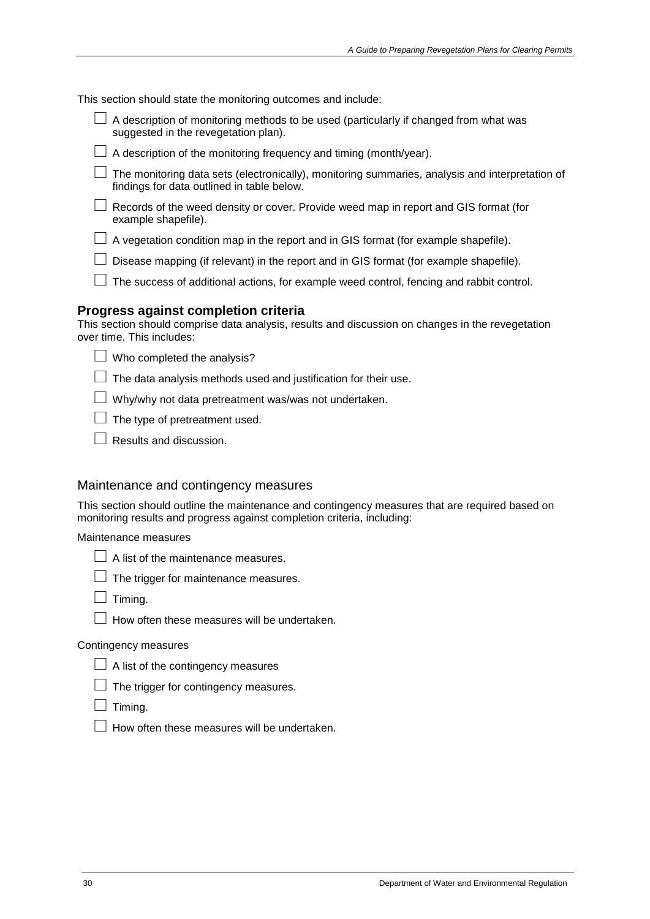This section should state the monitoring outcomes and include:

- ☐ A description of monitoring methods to be used (particularly if changed from what was suggested in the revegetation plan).
- ☐ A description of the monitoring frequency and timing (month/year).
- ☐ The monitoring data sets (electronically), monitoring summaries, analysis and interpretation of findings for data outlined in table below.
- ☐ Records of the weed density or cover. Provide weed map in report and GIS format (for example shapefile).
- ☐ A vegetation condition map in the report and in GIS format (for example shapefile).
- ☐ Disease mapping (if relevant) in the report and in GIS format (for example shapefile).
- ☐ The success of additional actions, for example weed control, fencing and rabbit control.

### Progress against completion criteria

This section should comprise data analysis, results and discussion on changes in the revegetation over time. This includes:

- ☐ Who completed the analysis?
- ☐ The data analysis methods used and justification for their use.
- ☐ Why/why not data pretreatment was/was not undertaken.
- ☐ The type of pretreatment used.
- ☐ Results and discussion.

## Maintenance and contingency measures

This section should outline the maintenance and contingency measures that are required based on monitoring results and progress against completion criteria, including:

Maintenance measures

- ☐ A list of the maintenance measures.
- ☐ The trigger for maintenance measures.
- ☐ Timing.
- ☐ How often these measures will be undertaken.

Contingency measures

- ☐ A list of the contingency measures
- ☐ The trigger for contingency measures.
- ☐ Timing.
- ☐ How often these measures will be undertaken.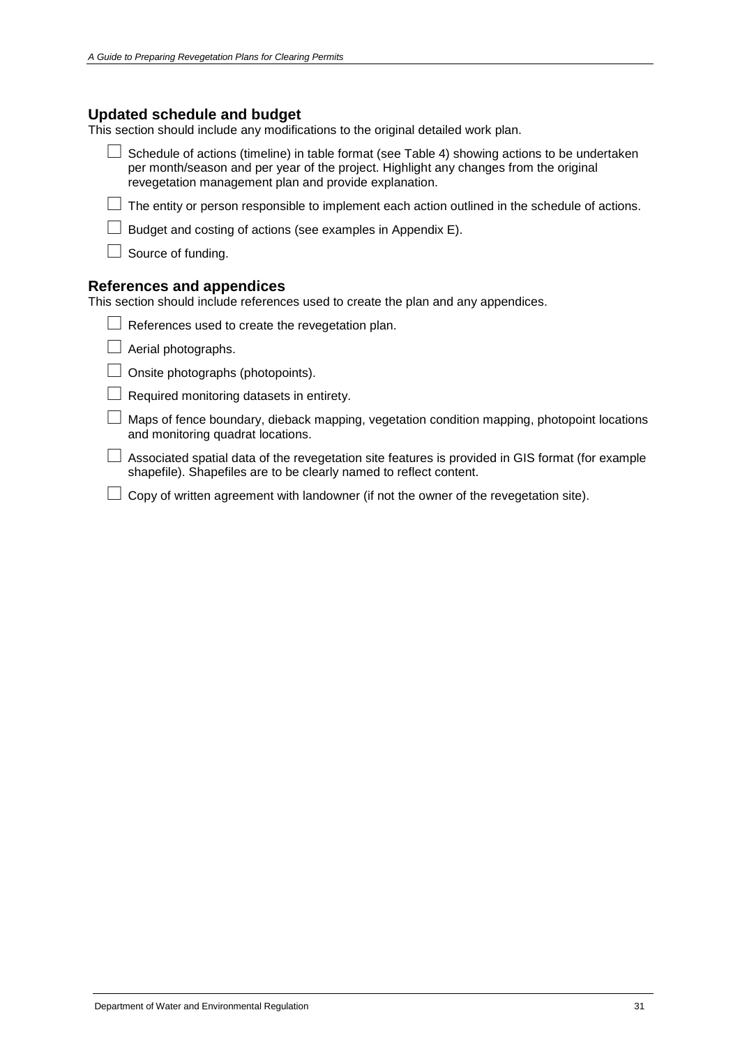## Updated schedule and budget

This section should include any modifications to the original detailed work plan.

- ☐ Schedule of actions (timeline) in table format (see Table 4) showing actions to be undertaken per month/season and per year of the project. Highlight any changes from the original revegetation management plan and provide explanation.
- ☐ The entity or person responsible to implement each action outlined in the schedule of actions.
- ☐ Budget and costing of actions (see examples in Appendix E).
- ☐ Source of funding.

## References and appendices

This section should include references used to create the plan and any appendices.

- ☐ References used to create the revegetation plan.
- ☐ Aerial photographs.
- ☐ Onsite photographs (photopoints).
- ☐ Required monitoring datasets in entirety.
- ☐ Maps of fence boundary, dieback mapping, vegetation condition mapping, photopoint locations and monitoring quadrat locations.
- ☐ Associated spatial data of the revegetation site features is provided in GIS format (for example shapefile). Shapefiles are to be clearly named to reflect content.
- ☐ Copy of written agreement with landowner (if not the owner of the revegetation site).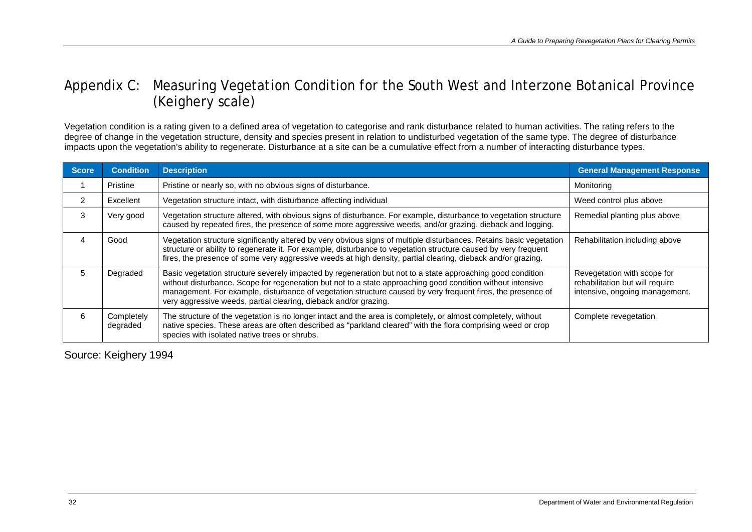# Appendix C: Measuring Vegetation Condition for the South West and Interzone Botanical Province (Keighery scale)

Vegetation condition is a rating given to a defined area of vegetation to categorise and rank disturbance related to human activities. The rating refers to the degree of change in the vegetation structure, density and species present in relation to undisturbed vegetation of the same type. The degree of disturbance impacts upon the vegetation's ability to regenerate. Disturbance at a site can be a cumulative effect from a number of interacting disturbance types.

| Score | Condition | Description | General Management Response |
|---|---|---|---|
| 1 | Pristine | Pristine or nearly so, with no obvious signs of disturbance. | Monitoring |
| 2 | Excellent | Vegetation structure intact, with disturbance affecting individual | Weed control plus above |
| 3 | Very good | Vegetation structure altered, with obvious signs of disturbance. For example, disturbance to vegetation structure caused by repeated fires, the presence of some more aggressive weeds, and/or grazing, dieback and logging. | Remedial planting plus above |
| 4 | Good | Vegetation structure significantly altered by very obvious signs of multiple disturbances. Retains basic vegetation structure or ability to regenerate it. For example, disturbance to vegetation structure caused by very frequent fires, the presence of some very aggressive weeds at high density, partial clearing, dieback and/or grazing. | Rehabilitation including above |
| 5 | Degraded | Basic vegetation structure severely impacted by regeneration but not to a state approaching good condition without disturbance. Scope for regeneration but not to a state approaching good condition without intensive management. For example, disturbance of vegetation structure caused by very frequent fires, the presence of very aggressive weeds, partial clearing, dieback and/or grazing. | Revegetation with scope for rehabilitation but will require intensive, ongoing management. |
| 6 | Completely degraded | The structure of the vegetation is no longer intact and the area is completely, or almost completely, without native species. These areas are often described as "parkland cleared" with the flora comprising weed or crop species with isolated native trees or shrubs. | Complete revegetation |

Source: Keighery 1994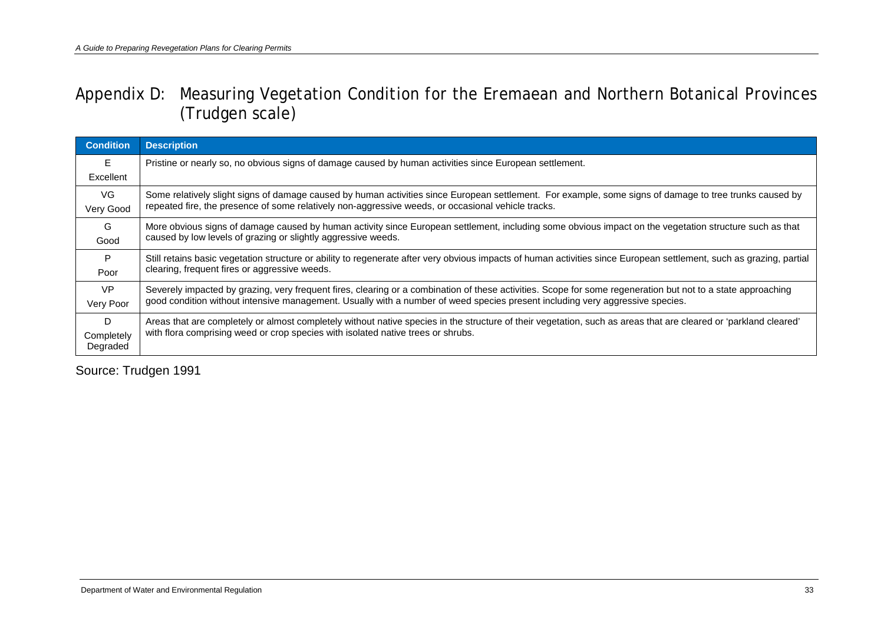# Appendix D: Measuring Vegetation Condition for the Eremaean and Northern Botanical Provinces (Trudgen scale)

| Condition | Description |
| --- | --- |
| E Excellent | Pristine or nearly so, no obvious signs of damage caused by human activities since European settlement. |
| VG Very Good | Some relatively slight signs of damage caused by human activities since European settlement. For example, some signs of damage to tree trunks caused by repeated fire, the presence of some relatively non-aggressive weeds, or occasional vehicle tracks. |
| G Good | More obvious signs of damage caused by human activity since European settlement, including some obvious impact on the vegetation structure such as that caused by low levels of grazing or slightly aggressive weeds. |
| P Poor | Still retains basic vegetation structure or ability to regenerate after very obvious impacts of human activities since European settlement, such as grazing, partial clearing, frequent fires or aggressive weeds. |
| VP Very Poor | Severely impacted by grazing, very frequent fires, clearing or a combination of these activities. Scope for some regeneration but not to a state approaching good condition without intensive management. Usually with a number of weed species present including very aggressive species. |
| D Completely Degraded | Areas that are completely or almost completely without native species in the structure of their vegetation, such as areas that are cleared or 'parkland cleared' with flora comprising weed or crop species with isolated native trees or shrubs. |

Source: Trudgen 1991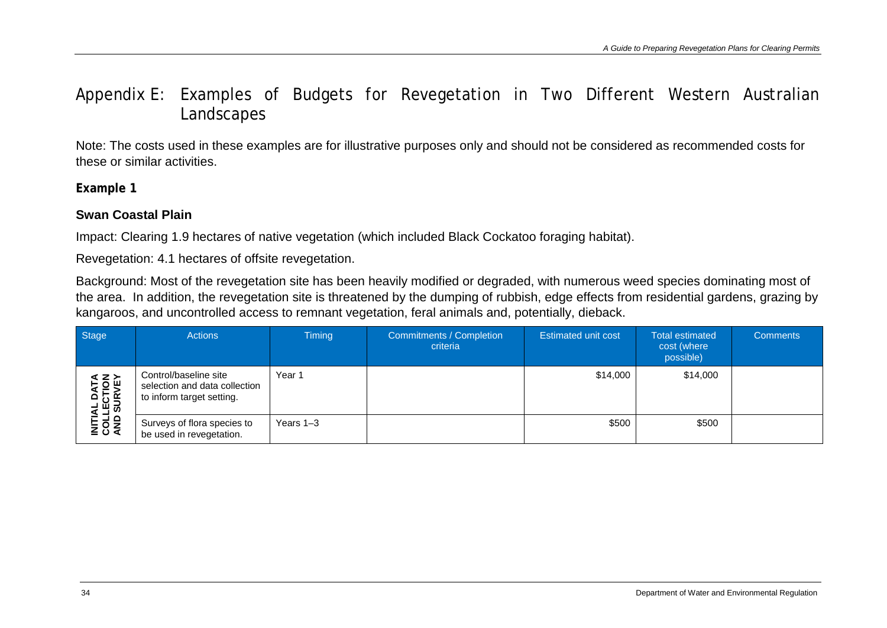# Appendix E: Examples of Budgets for Revegetation in Two Different Western Australian Landscapes

Note: The costs used in these examples are for illustrative purposes only and should not be considered as recommended costs for these or similar activities.

**Example 1**

### Swan Coastal Plain

Impact: Clearing 1.9 hectares of native vegetation (which included Black Cockatoo foraging habitat).

Revegetation: 4.1 hectares of offsite revegetation.

Background: Most of the revegetation site has been heavily modified or degraded, with numerous weed species dominating most of the area. In addition, the revegetation site is threatened by the dumping of rubbish, edge effects from residential gardens, grazing by kangaroos, and uncontrolled access to remnant vegetation, feral animals and, potentially, dieback.

| Stage | Actions | Timing | Commitments / Completion criteria | Estimated unit cost | Total estimated cost (where possible) | Comments |
|---|---|---|---|---|---|---|
| INITIAL DATA COLLECTION AND SURVEY | Control/baseline site selection and data collection to inform target setting. | Year 1 | | $14,000 | $14,000 | |
| | Surveys of flora species to be used in revegetation. | Years 1–3 | | $500 | $500 | |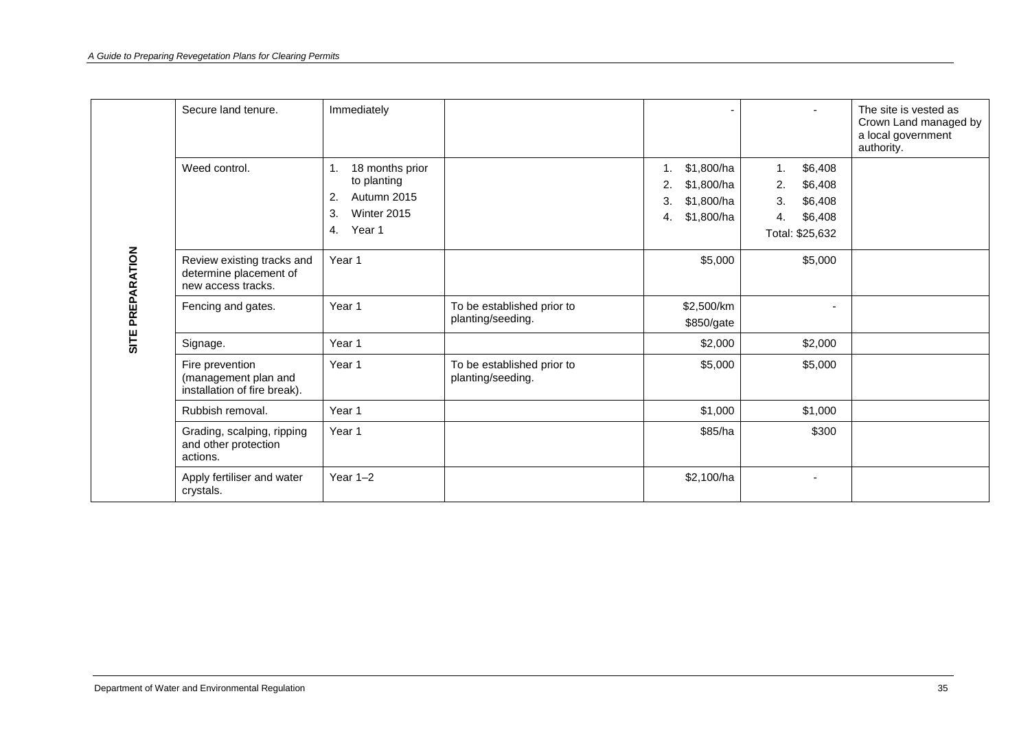| | | | | | | |
|---|---|---|---|---|---|---|
| SITE PREPARATION | Secure land tenure. | Immediately | | - | - | The site is vested as Crown Land managed by a local government authority. |
| | Weed control. | 1. 18 months prior to planting<br>2. Autumn 2015<br>3. Winter 2015<br>4. Year 1 | | 1. $1,800/ha<br>2. $1,800/ha<br>3. $1,800/ha<br>4. $1,800/ha | 1. $6,408<br>2. $6,408<br>3. $6,408<br>4. $6,408<br>Total: $25,632 | |
| | Review existing tracks and determine placement of new access tracks. | Year 1 | | $5,000 | $5,000 | |
| | Fencing and gates. | Year 1 | To be established prior to planting/seeding. | $2,500/km<br>$850/gate | - | |
| | Signage. | Year 1 | | $2,000 | $2,000 | |
| | Fire prevention (management plan and installation of fire break). | Year 1 | To be established prior to planting/seeding. | $5,000 | $5,000 | |
| | Rubbish removal. | Year 1 | | $1,000 | $1,000 | |
| | Grading, scalping, ripping and other protection actions. | Year 1 | | $85/ha | $300 | |
| | Apply fertiliser and water crystals. | Year 1–2 | | $2,100/ha | - | |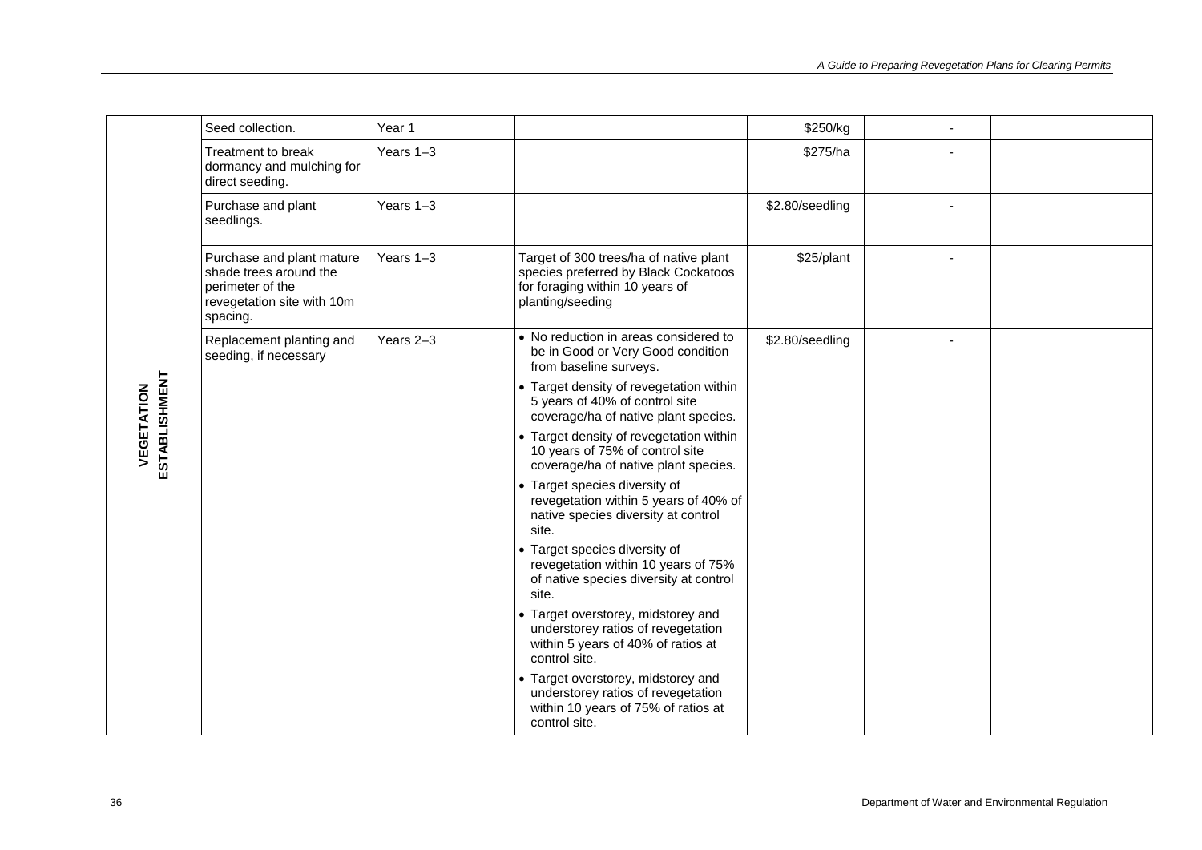| | | | | | | |
|---|---|---|---|---|---|---|
| VEGETATION ESTABLISHMENT | Seed collection. | Year 1 | | \$250/kg | - | |
| | Treatment to break dormancy and mulching for direct seeding. | Years 1–3 | | \$275/ha | - | |
| | Purchase and plant seedlings. | Years 1–3 | | \$2.80/seedling | - | |
| | Purchase and plant mature shade trees around the perimeter of the revegetation site with 10m spacing. | Years 1–3 | Target of 300 trees/ha of native plant species preferred by Black Cockatoos for foraging within 10 years of planting/seeding | \$25/plant | - | |
| | Replacement planting and seeding, if necessary | Years 2–3 | • No reduction in areas considered to be in Good or Very Good condition from baseline surveys.<br>• Target density of revegetation within 5 years of 40% of control site coverage/ha of native plant species.<br>• Target density of revegetation within 10 years of 75% of control site coverage/ha of native plant species.<br>• Target species diversity of revegetation within 5 years of 40% of native species diversity at control site.<br>• Target species diversity of revegetation within 10 years of 75% of native species diversity at control site.<br>• Target overstorey, midstorey and understorey ratios of revegetation within 5 years of 40% of ratios at control site.<br>• Target overstorey, midstorey and understorey ratios of revegetation within 10 years of 75% of ratios at control site. | \$2.80/seedling | - | |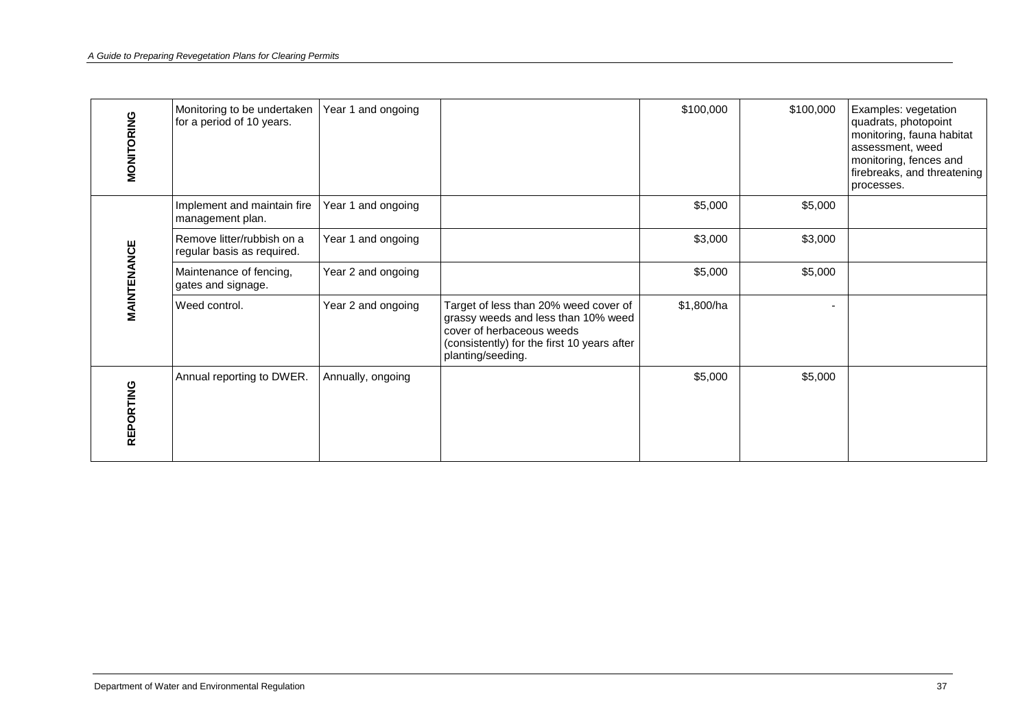| | | | | | | |
|---|---|---|---|---|---|---|
| **MONITORING** | Monitoring to be undertaken for a period of 10 years. | Year 1 and ongoing | | \$100,000 | \$100,000 | Examples: vegetation quadrats, photopoint monitoring, fauna habitat assessment, weed monitoring, fences and firebreaks, and threatening processes. |
| **MAINTENANCE** | Implement and maintain fire management plan. | Year 1 and ongoing | | \$5,000 | \$5,000 | |
| | Remove litter/rubbish on a regular basis as required. | Year 1 and ongoing | | \$3,000 | \$3,000 | |
| | Maintenance of fencing, gates and signage. | Year 2 and ongoing | | \$5,000 | \$5,000 | |
| | Weed control. | Year 2 and ongoing | Target of less than 20% weed cover of grassy weeds and less than 10% weed cover of herbaceous weeds (consistently) for the first 10 years after planting/seeding. | \$1,800/ha | - | |
| **REPORTING** | Annual reporting to DWER. | Annually, ongoing | | \$5,000 | \$5,000 | |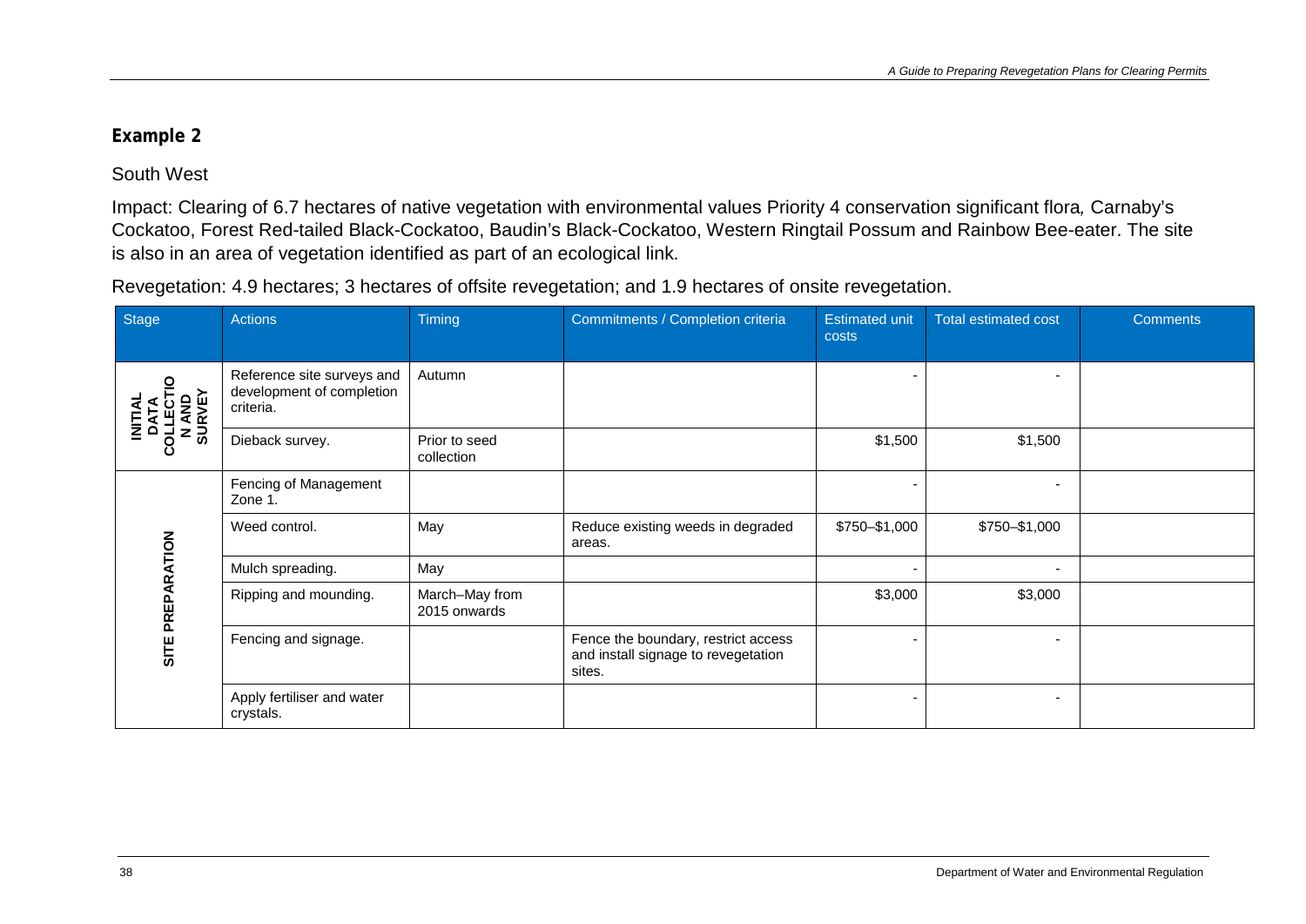## Example 2

South West

Impact: Clearing of 6.7 hectares of native vegetation with environmental values Priority 4 conservation significant flora, Carnaby's Cockatoo, Forest Red-tailed Black-Cockatoo, Baudin's Black-Cockatoo, Western Ringtail Possum and Rainbow Bee-eater. The site is also in an area of vegetation identified as part of an ecological link.

Revegetation: 4.9 hectares; 3 hectares of offsite revegetation; and 1.9 hectares of onsite revegetation.

| Stage | Actions | Timing | Commitments / Completion criteria | Estimated unit costs | Total estimated cost | Comments |
|---|---|---|---|---|---|---|
| **INITIAL DATA COLLECTION AND SURVEY** | Reference site surveys and development of completion criteria. | Autumn | | - | - | |
| | Dieback survey. | Prior to seed collection | | $1,500 | $1,500 | |
| **SITE PREPARATION** | Fencing of Management Zone 1. | | | - | - | |
| | Weed control. | May | Reduce existing weeds in degraded areas. | $750–$1,000 | $750–$1,000 | |
| | Mulch spreading. | May | | - | - | |
| | Ripping and mounding. | March–May from 2015 onwards | | $3,000 | $3,000 | |
| | Fencing and signage. | | Fence the boundary, restrict access and install signage to revegetation sites. | - | - | |
| | Apply fertiliser and water crystals. | | | - | - | |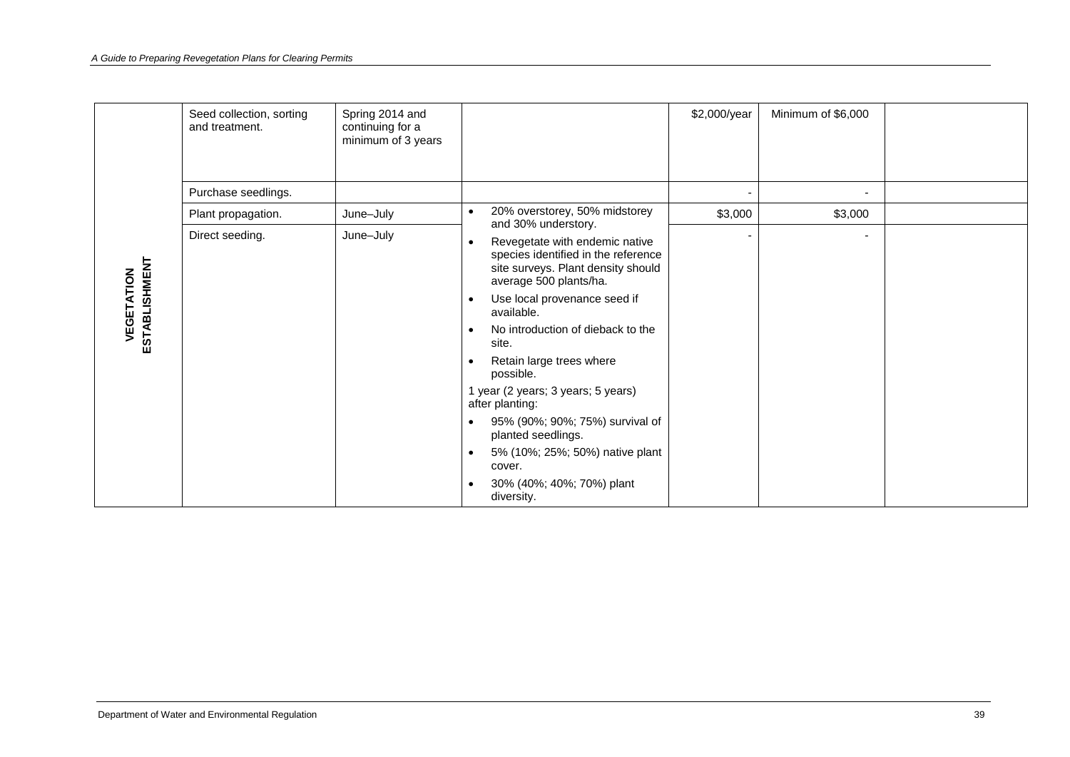|  |  |  |  |  |  |  |
|---|---|---|---|---|---|---|
| VEGETATION ESTABLISHMENT | Seed collection, sorting and treatment. | Spring 2014 and continuing for a minimum of 3 years |  | $2,000/year | Minimum of $6,000 |  |
|  | Purchase seedlings. |  |  | - | - |  |
|  | Plant propagation. | June–July | • 20% overstorey, 50% midstorey and 30% understory.<br>• Revegetate with endemic native species identified in the reference site surveys. Plant density should average 500 plants/ha.<br>• Use local provenance seed if available.<br>• No introduction of dieback to the site.<br>• Retain large trees where possible.<br>1 year (2 years; 3 years; 5 years) after planting:<br>• 95% (90%; 90%; 75%) survival of planted seedlings.<br>• 5% (10%; 25%; 50%) native plant cover.<br>• 30% (40%; 40%; 70%) plant diversity. | $3,000 | $3,000 |  |
|  | Direct seeding. | June–July |  | - | - |  |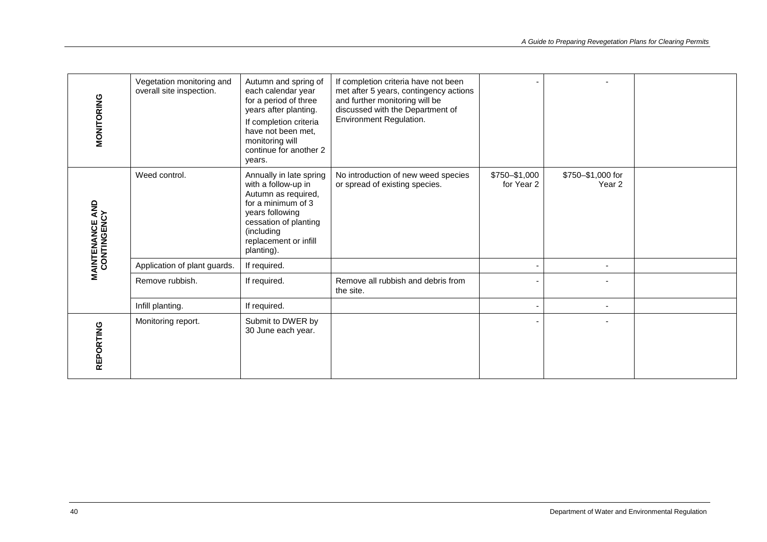| | | | | | | |
|---|---|---|---|---|---|---|
| **MONITORING** | Vegetation monitoring and overall site inspection. | Autumn and spring of each calendar year for a period of three years after planting. If completion criteria have not been met, monitoring will continue for another 2 years. | If completion criteria have not been met after 5 years, contingency actions and further monitoring will be discussed with the Department of Environment Regulation. | - | - | |
| **MAINTENANCE AND CONTINGENCY** | Weed control. | Annually in late spring with a follow-up in Autumn as required, for a minimum of 3 years following cessation of planting (including replacement or infill planting). | No introduction of new weed species or spread of existing species. | \$750–\$1,000 for Year 2 | \$750–\$1,000 for Year 2 | |
| | Application of plant guards. | If required. | | - | - | |
| | Remove rubbish. | If required. | Remove all rubbish and debris from the site. | - | - | |
| | Infill planting. | If required. | | - | - | |
| **REPORTING** | Monitoring report. | Submit to DWER by 30 June each year. | | - | - | |